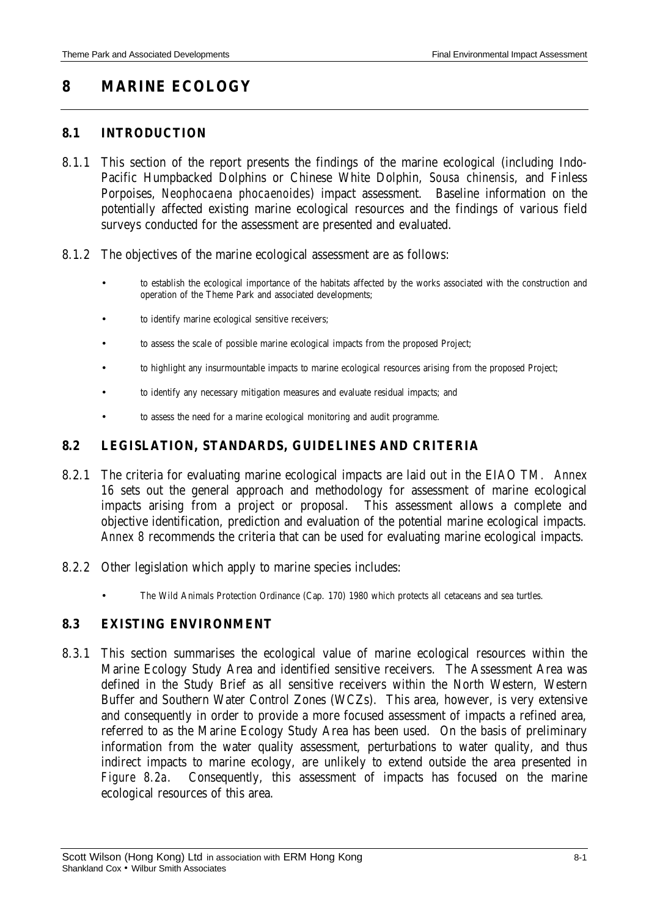# 8 MARINE ECOLOGY

## 8.1 INTRODUCTION

8.1.1 This section of the report presents the findings of the marine ecological (including Indo-Pacific Humpbacked Dolphins or Chinese White Dolphin, *Sousa chinensis*, and Finless Porpoises, *Neophocaena phocaenoides*) impact assessment. Baseline information on the potentially affected existing marine ecological resources and the findings of various field surveys conducted for the assessment are presented and evaluated.

8.1.2 The objectives of the marine ecological assessment are as follows:

- to establish the ecological importance of the habitats affected by the works associated with the construction and operation of the Theme Park and associated developments;
- to identify marine ecological sensitive receivers;
- to assess the scale of possible marine ecological impacts from the proposed Project;
- to highlight any insurmountable impacts to marine ecological resources arising from the proposed Project;
- to identify any necessary mitigation measures and evaluate residual impacts; and
- to assess the need for a marine ecological monitoring and audit programme.

## 8.2 LEGISLATION, STANDARDS, GUIDELINES AND CRITERIA

8.2.1 The criteria for evaluating marine ecological impacts are laid out in the EIAO TM. *Annex 16* sets out the general approach and methodology for assessment of marine ecological impacts arising from a project or proposal. This assessment allows a complete and objective identification, prediction and evaluation of the potential marine ecological impacts. *Annex 8* recommends the criteria that can be used for evaluating marine ecological impacts.

8.2.2 Other legislation which apply to marine species includes:

- The *Wild Animals Protection Ordinance (Cap. 170) 1980* which protects all cetaceans and sea turtles.

## 8.3 EXISTING ENVIRONMENT

8.3.1 This section summarises the ecological value of marine ecological resources within the Marine Ecology Study Area and identified sensitive receivers. The Assessment Area was defined in the Study Brief as all sensitive receivers within the North Western, Western Buffer and Southern Water Control Zones (WCZs). This area, however, is very extensive and consequently in order to provide a more focused assessment of impacts a refined area, referred to as the Marine Ecology Study Area has been used. On the basis of preliminary information from the water quality assessment, perturbations to water quality, and thus indirect impacts to marine ecology, are unlikely to extend outside the area presented in *Figure 8.2a*. Consequently, this assessment of impacts has focused on the marine ecological resources of this area.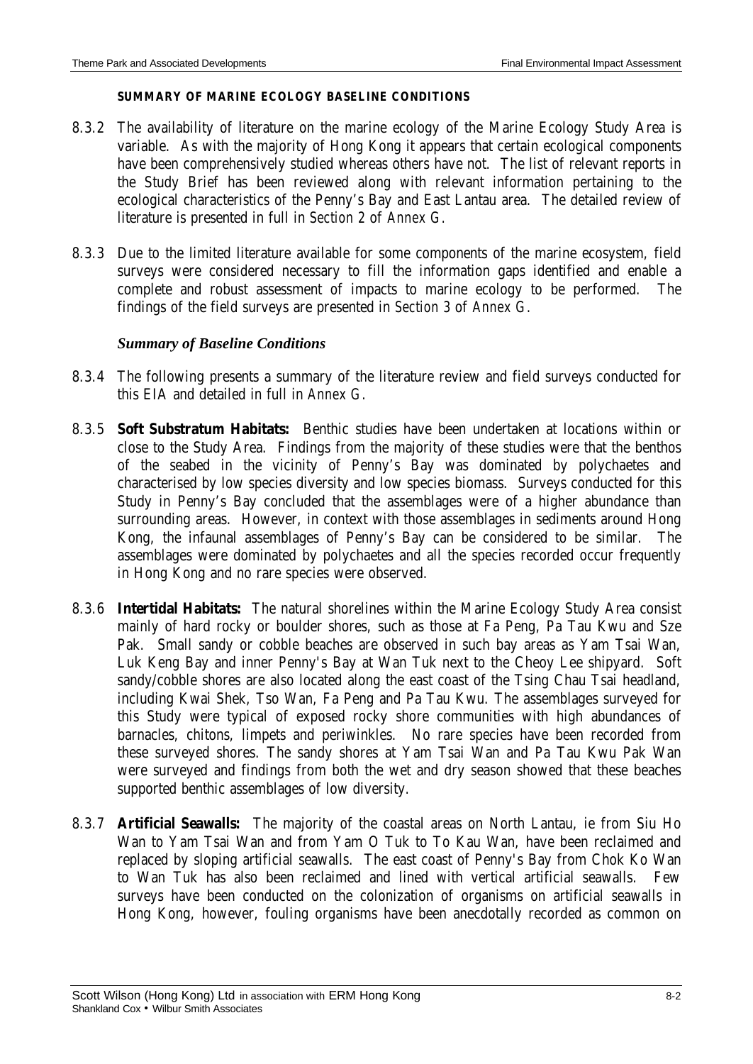**SUMMARY OF MARINE ECOLOGY BASELINE CONDITIONS**

8.3.2 The availability of literature on the marine ecology of the Marine Ecology Study Area is variable. As with the majority of Hong Kong it appears that certain ecological components have been comprehensively studied whereas others have not. The list of relevant reports in the Study Brief has been reviewed along with relevant information pertaining to the ecological characteristics of the Penny's Bay and East Lantau area. The detailed review of literature is presented in full in *Section 2* of *Annex G*.

8.3.3 Due to the limited literature available for some components of the marine ecosystem, field surveys were considered necessary to fill the information gaps identified and enable a complete and robust assessment of impacts to marine ecology to be performed. The findings of the field surveys are presented in *Section 3* of *Annex G*.

### *Summary of Baseline Conditions*

8.3.4 The following presents a summary of the literature review and field surveys conducted for this EIA and detailed in full in *Annex G*.

8.3.5 **Soft Substratum Habitats:** Benthic studies have been undertaken at locations within or close to the Study Area. Findings from the majority of these studies were that the benthos of the seabed in the vicinity of Penny's Bay was dominated by polychaetes and characterised by low species diversity and low species biomass. Surveys conducted for this Study in Penny's Bay concluded that the assemblages were of a higher abundance than surrounding areas. However, in context with those assemblages in sediments around Hong Kong, the infaunal assemblages of Penny's Bay can be considered to be similar. The assemblages were dominated by polychaetes and all the species recorded occur frequently in Hong Kong and no rare species were observed.

8.3.6 **Intertidal Habitats:** The natural shorelines within the Marine Ecology Study Area consist mainly of hard rocky or boulder shores, such as those at Fa Peng, Pa Tau Kwu and Sze Pak. Small sandy or cobble beaches are observed in such bay areas as Yam Tsai Wan, Luk Keng Bay and inner Penny's Bay at Wan Tuk next to the Cheoy Lee shipyard. Soft sandy/cobble shores are also located along the east coast of the Tsing Chau Tsai headland, including Kwai Shek, Tso Wan, Fa Peng and Pa Tau Kwu. The assemblages surveyed for this Study were typical of exposed rocky shore communities with high abundances of barnacles, chitons, limpets and periwinkles. No rare species have been recorded from these surveyed shores. The sandy shores at Yam Tsai Wan and Pa Tau Kwu Pak Wan were surveyed and findings from both the wet and dry season showed that these beaches supported benthic assemblages of low diversity.

8.3.7 **Artificial Seawalls:** The majority of the coastal areas on North Lantau, ie from Siu Ho Wan to Yam Tsai Wan and from Yam O Tuk to To Kau Wan, have been reclaimed and replaced by sloping artificial seawalls. The east coast of Penny's Bay from Chok Ko Wan to Wan Tuk has also been reclaimed and lined with vertical artificial seawalls. Few surveys have been conducted on the colonization of organisms on artificial seawalls in Hong Kong, however, fouling organisms have been anecdotally recorded as common on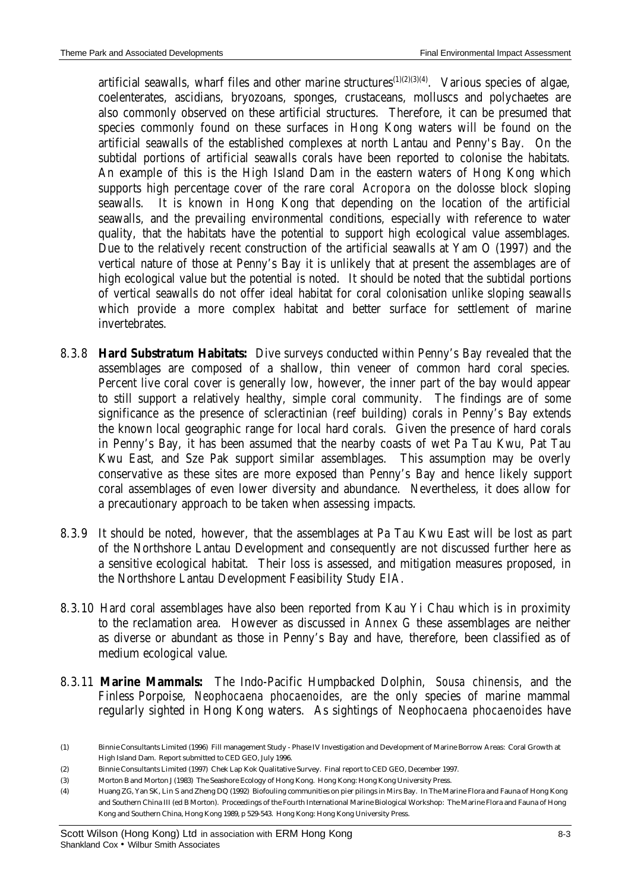artificial seawalls, wharf files and other marine structures[(1)(2)(3)(4)]. Various species of algae, coelenterates, ascidians, bryozoans, sponges, crustaceans, molluscs and polychaetes are also commonly observed on these artificial structures. Therefore, it can be presumed that species commonly found on these surfaces in Hong Kong waters will be found on the artificial seawalls of the established complexes at north Lantau and Penny's Bay. On the subtidal portions of artificial seawalls corals have been reported to colonise the habitats. An example of this is the High Island Dam in the eastern waters of Hong Kong which supports high percentage cover of the rare coral *Acropora* on the dolosse block sloping seawalls. It is known in Hong Kong that depending on the location of the artificial seawalls, and the prevailing environmental conditions, especially with reference to water quality, that the habitats have the potential to support high ecological value assemblages. Due to the relatively recent construction of the artificial seawalls at Yam O (1997) and the vertical nature of those at Penny's Bay it is unlikely that at present the assemblages are of high ecological value but the potential is noted. It should be noted that the subtidal portions of vertical seawalls do not offer ideal habitat for coral colonisation unlike sloping seawalls which provide a more complex habitat and better surface for settlement of marine invertebrates.

8.3.8 **Hard Substratum Habitats:** Dive surveys conducted within Penny's Bay revealed that the assemblages are composed of a shallow, thin veneer of common hard coral species. Percent live coral cover is generally low, however, the inner part of the bay would appear to still support a relatively healthy, simple coral community. The findings are of some significance as the presence of scleractinian (reef building) corals in Penny's Bay extends the known local geographic range for local hard corals. Given the presence of hard corals in Penny's Bay, it has been assumed that the nearby coasts of wet Pa Tau Kwu, Pat Tau Kwu East, and Sze Pak support similar assemblages. This assumption may be overly conservative as these sites are more exposed than Penny's Bay and hence likely support coral assemblages of even lower diversity and abundance. Nevertheless, it does allow for a precautionary approach to be taken when assessing impacts.

8.3.9 It should be noted, however, that the assemblages at Pa Tau Kwu East will be lost as part of the Northshore Lantau Development and consequently are not discussed further here as a sensitive ecological habitat. Their loss is assessed, and mitigation measures proposed, in the Northshore Lantau Development Feasibility Study EIA.

8.3.10 Hard coral assemblages have also been reported from Kau Yi Chau which is in proximity to the reclamation area. However as discussed in *Annex G* these assemblages are neither as diverse or abundant as those in Penny's Bay and have, therefore, been classified as of medium ecological value.

8.3.11 **Marine Mammals:** The Indo-Pacific Humpbacked Dolphin, *Sousa chinensis*, and the Finless Porpoise, *Neophocaena phocaenoides*, are the only species of marine mammal regularly sighted in Hong Kong waters. As sightings of *Neophocaena phocaenoides* have

(1) Binnie Consultants Limited (1996) Fill management Study - Phase IV Investigation and Development of Marine Borrow Areas: Coral Growth at High Island Dam. Report submitted to CED GEO, July 1996.

(2) Binnie Consultants Limited (1997) Chek Lap Kok Qualitative Survey. Final report to CED GEO, December 1997.

(3) Morton B and Morton J (1983) The Seashore Ecology of Hong Kong. Hong Kong: Hong Kong University Press.

(4) Huang ZG, Yan SK, Lin S and Zheng DQ (1992) Biofouling communities on pier pilings in Mirs Bay. In The Marine Flora and Fauna of Hong Kong and Southern China III (ed B Morton). Proceedings of the Fourth International Marine Biological Workshop: The Marine Flora and Fauna of Hong Kong and Southern China, Hong Kong 1989, p 529-543. Hong Kong: Hong Kong University Press.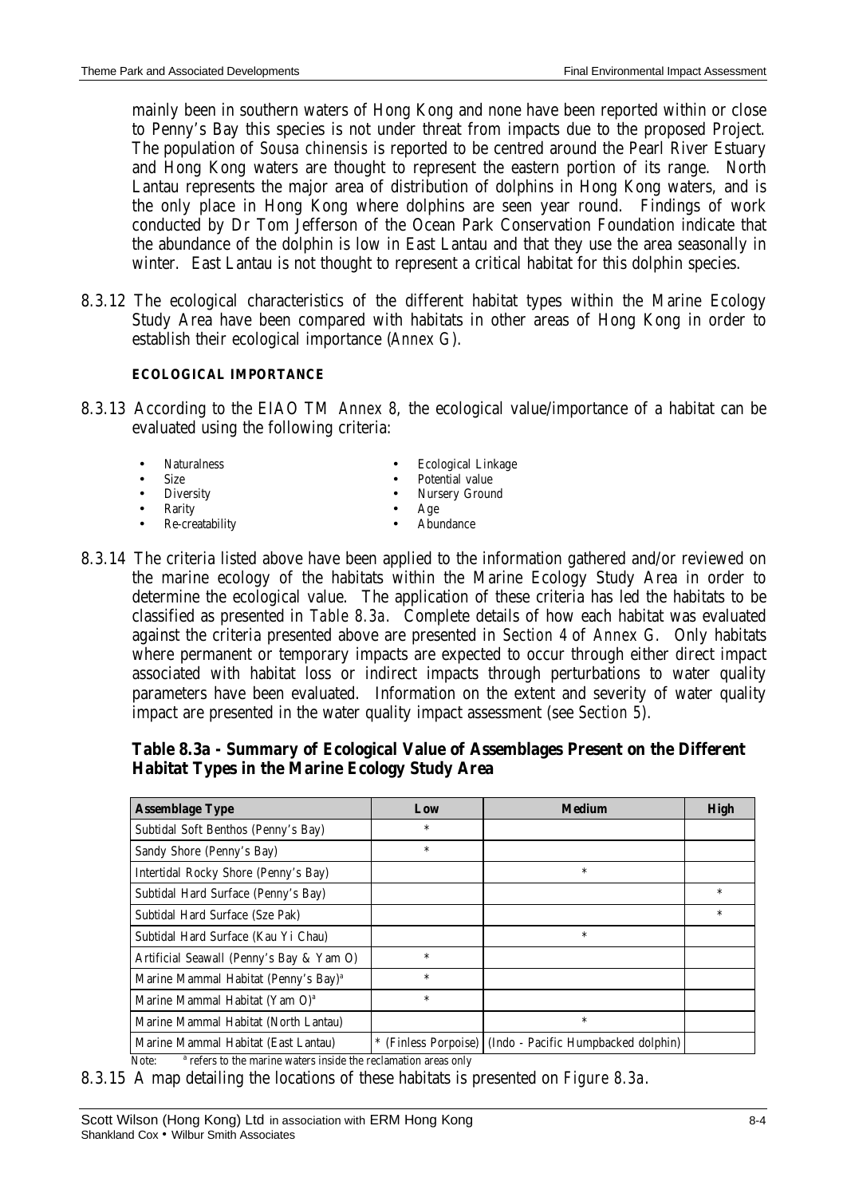mainly been in southern waters of Hong Kong and none have been reported within or close to Penny's Bay this species is not under threat from impacts due to the proposed Project. The population of *Sousa chinensis* is reported to be centred around the Pearl River Estuary and Hong Kong waters are thought to represent the eastern portion of its range. North Lantau represents the major area of distribution of dolphins in Hong Kong waters, and is the only place in Hong Kong where dolphins are seen year round. Findings of work conducted by Dr Tom Jefferson of the Ocean Park Conservation Foundation indicate that the abundance of the dolphin is low in East Lantau and that they use the area seasonally in winter. East Lantau is not thought to represent a critical habitat for this dolphin species.

8.3.12 The ecological characteristics of the different habitat types within the Marine Ecology Study Area have been compared with habitats in other areas of Hong Kong in order to establish their ecological importance (*Annex G*).

**ECOLOGICAL IMPORTANCE**

8.3.13 According to the EIAO TM *Annex 8*, the ecological value/importance of a habitat can be evaluated using the following criteria:

- Naturalness
- Size
- Diversity
- Rarity
- Re-creatability
- Ecological Linkage
- Potential value
- Nursery Ground
- Age
- Abundance

8.3.14 The criteria listed above have been applied to the information gathered and/or reviewed on the marine ecology of the habitats within the Marine Ecology Study Area in order to determine the ecological value. The application of these criteria has led the habitats to be classified as presented in *Table 8.3a*. Complete details of how each habitat was evaluated against the criteria presented above are presented in *Section 4* of *Annex G*. Only habitats where permanent or temporary impacts are expected to occur through either direct impact associated with habitat loss or indirect impacts through perturbations to water quality parameters have been evaluated. Information on the extent and severity of water quality impact are presented in the water quality impact assessment (see *Section 5*).

**Table 8.3a - Summary of Ecological Value of Assemblages Present on the Different Habitat Types in the Marine Ecology Study Area**

| Assemblage Type | Low | Medium | High |
|---|---|---|---|
| Subtidal Soft Benthos (Penny's Bay) | * | | |
| Sandy Shore (Penny's Bay) | * | | |
| Intertidal Rocky Shore (Penny's Bay) | | * | |
| Subtidal Hard Surface (Penny's Bay) | | | * |
| Subtidal Hard Surface (Sze Pak) | | | * |
| Subtidal Hard Surface (Kau Yi Chau) | | * | |
| Artificial Seawall (Penny's Bay & Yam O) | * | | |
| Marine Mammal Habitat (Penny's Bay)[a] | * | | |
| Marine Mammal Habitat (Yam O)[a] | * | | |
| Marine Mammal Habitat (North Lantau) | | * | |
| Marine Mammal Habitat (East Lantau) | * (Finless Porpoise) | (Indo - Pacific Humpbacked dolphin) | |

Note: [a] refers to the marine waters inside the reclamation areas only

8.3.15 A map detailing the locations of these habitats is presented on *Figure 8.3a*.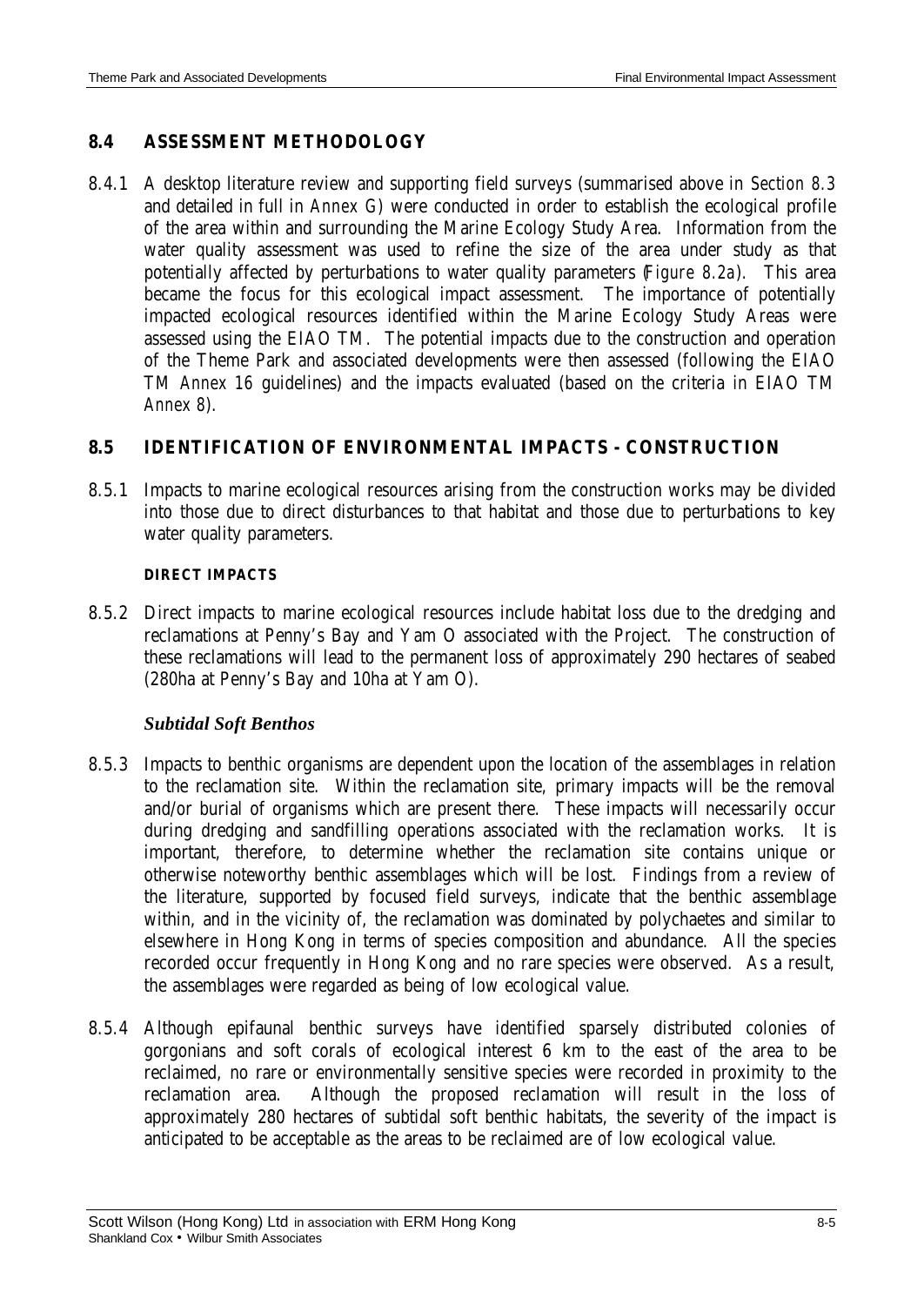## 8.4 ASSESSMENT METHODOLOGY

8.4.1 A desktop literature review and supporting field surveys (summarised above in *Section 8.3* and detailed in full in *Annex G*) were conducted in order to establish the ecological profile of the area within and surrounding the Marine Ecology Study Area. Information from the water quality assessment was used to refine the size of the area under study as that potentially affected by perturbations to water quality parameters (*Figure 8.2a*). This area became the focus for this ecological impact assessment. The importance of potentially impacted ecological resources identified within the Marine Ecology Study Areas were assessed using the EIAO TM. The potential impacts due to the construction and operation of the Theme Park and associated developments were then assessed (following the EIAO TM *Annex 16* guidelines) and the impacts evaluated (based on the criteria in EIAO TM *Annex 8*).

## 8.5 IDENTIFICATION OF ENVIRONMENTAL IMPACTS - CONSTRUCTION

8.5.1 Impacts to marine ecological resources arising from the construction works may be divided into those due to direct disturbances to that habitat and those due to perturbations to key water quality parameters.

#### DIRECT IMPACTS

8.5.2 Direct impacts to marine ecological resources include habitat loss due to the dredging and reclamations at Penny's Bay and Yam O associated with the Project. The construction of these reclamations will lead to the permanent loss of approximately 290 hectares of seabed (280ha at Penny's Bay and 10ha at Yam O).

### *Subtidal Soft Benthos*

8.5.3 Impacts to benthic organisms are dependent upon the location of the assemblages in relation to the reclamation site. Within the reclamation site, primary impacts will be the removal and/or burial of organisms which are present there. These impacts will necessarily occur during dredging and sandfilling operations associated with the reclamation works. It is important, therefore, to determine whether the reclamation site contains unique or otherwise noteworthy benthic assemblages which will be lost. Findings from a review of the literature, supported by focused field surveys, indicate that the benthic assemblage within, and in the vicinity of, the reclamation was dominated by polychaetes and similar to elsewhere in Hong Kong in terms of species composition and abundance. All the species recorded occur frequently in Hong Kong and no rare species were observed. As a result, the assemblages were regarded as being of low ecological value.

8.5.4 Although epifaunal benthic surveys have identified sparsely distributed colonies of gorgonians and soft corals of ecological interest 6 km to the east of the area to be reclaimed, no rare or environmentally sensitive species were recorded in proximity to the reclamation area. Although the proposed reclamation will result in the loss of approximately 280 hectares of subtidal soft benthic habitats, the severity of the impact is anticipated to be acceptable as the areas to be reclaimed are of low ecological value.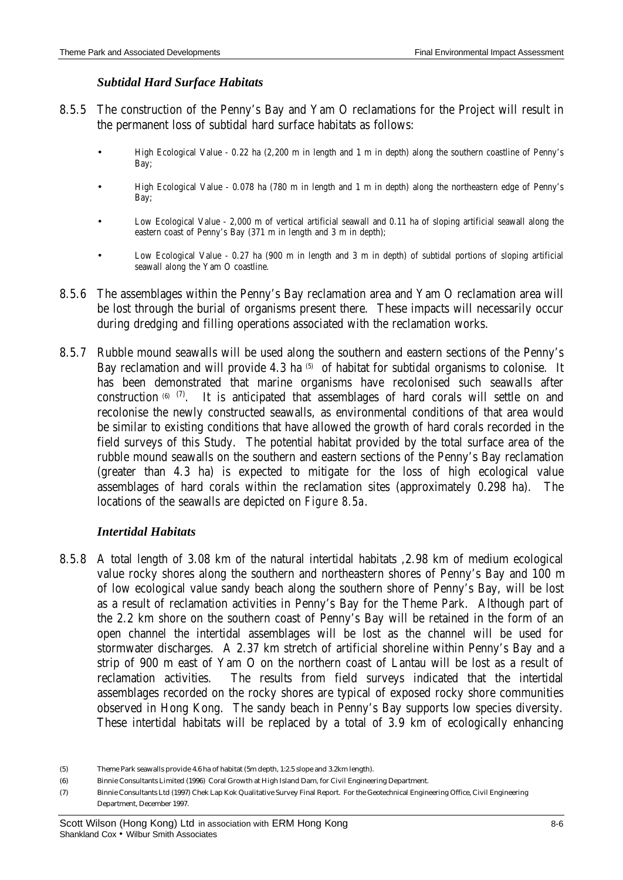### *Subtidal Hard Surface Habitats*

8.5.5 The construction of the Penny's Bay and Yam O reclamations for the Project will result in the permanent loss of subtidal hard surface habitats as follows:

- High Ecological Value - 0.22 ha (2,200 m in length and 1 m in depth) along the southern coastline of Penny's Bay;
- High Ecological Value - 0.078 ha (780 m in length and 1 m in depth) along the northeastern edge of Penny's Bay;
- Low Ecological Value - 2,000 m of vertical artificial seawall and 0.11 ha of sloping artificial seawall along the eastern coast of Penny's Bay (371 m in length and 3 m in depth);
- Low Ecological Value - 0.27 ha (900 m in length and 3 m in depth) of subtidal portions of sloping artificial seawall along the Yam O coastline.

8.5.6 The assemblages within the Penny's Bay reclamation area and Yam O reclamation area will be lost through the burial of organisms present there. These impacts will necessarily occur during dredging and filling operations associated with the reclamation works.

8.5.7 Rubble mound seawalls will be used along the southern and eastern sections of the Penny's Bay reclamation and will provide 4.3 ha [5] of habitat for subtidal organisms to colonise. It has been demonstrated that marine organisms have recolonised such seawalls after construction [6] [7]. It is anticipated that assemblages of hard corals will settle on and recolonise the newly constructed seawalls, as environmental conditions of that area would be similar to existing conditions that have allowed the growth of hard corals recorded in the field surveys of this Study. The potential habitat provided by the total surface area of the rubble mound seawalls on the southern and eastern sections of the Penny's Bay reclamation (greater than 4.3 ha) is expected to mitigate for the loss of high ecological value assemblages of hard corals within the reclamation sites (approximately 0.298 ha). The locations of the seawalls are depicted on *Figure 8.5a*.

### *Intertidal Habitats*

8.5.8 A total length of 3.08 km of the natural intertidal habitats ,2.98 km of medium ecological value rocky shores along the southern and northeastern shores of Penny's Bay and 100 m of low ecological value sandy beach along the southern shore of Penny's Bay, will be lost as a result of reclamation activities in Penny's Bay for the Theme Park. Although part of the 2.2 km shore on the southern coast of Penny's Bay will be retained in the form of an open channel the intertidal assemblages will be lost as the channel will be used for stormwater discharges. A 2.37 km stretch of artificial shoreline within Penny's Bay and a strip of 900 m east of Yam O on the northern coast of Lantau will be lost as a result of reclamation activities. The results from field surveys indicated that the intertidal assemblages recorded on the rocky shores are typical of exposed rocky shore communities observed in Hong Kong. The sandy beach in Penny's Bay supports low species diversity. These intertidal habitats will be replaced by a total of 3.9 km of ecologically enhancing

(5) Theme Park seawalls provide 4.6 ha of habitat (5m depth, 1:2.5 slope and 3.2km length).

(6) Binnie Consultants Limited (1996) Coral Growth at High Island Dam, for Civil Engineering Department.

(7) Binnie Consultants Ltd (1997) Chek Lap Kok Qualitative Survey Final Report. For the Geotechnical Engineering Office, Civil Engineering Department, December 1997.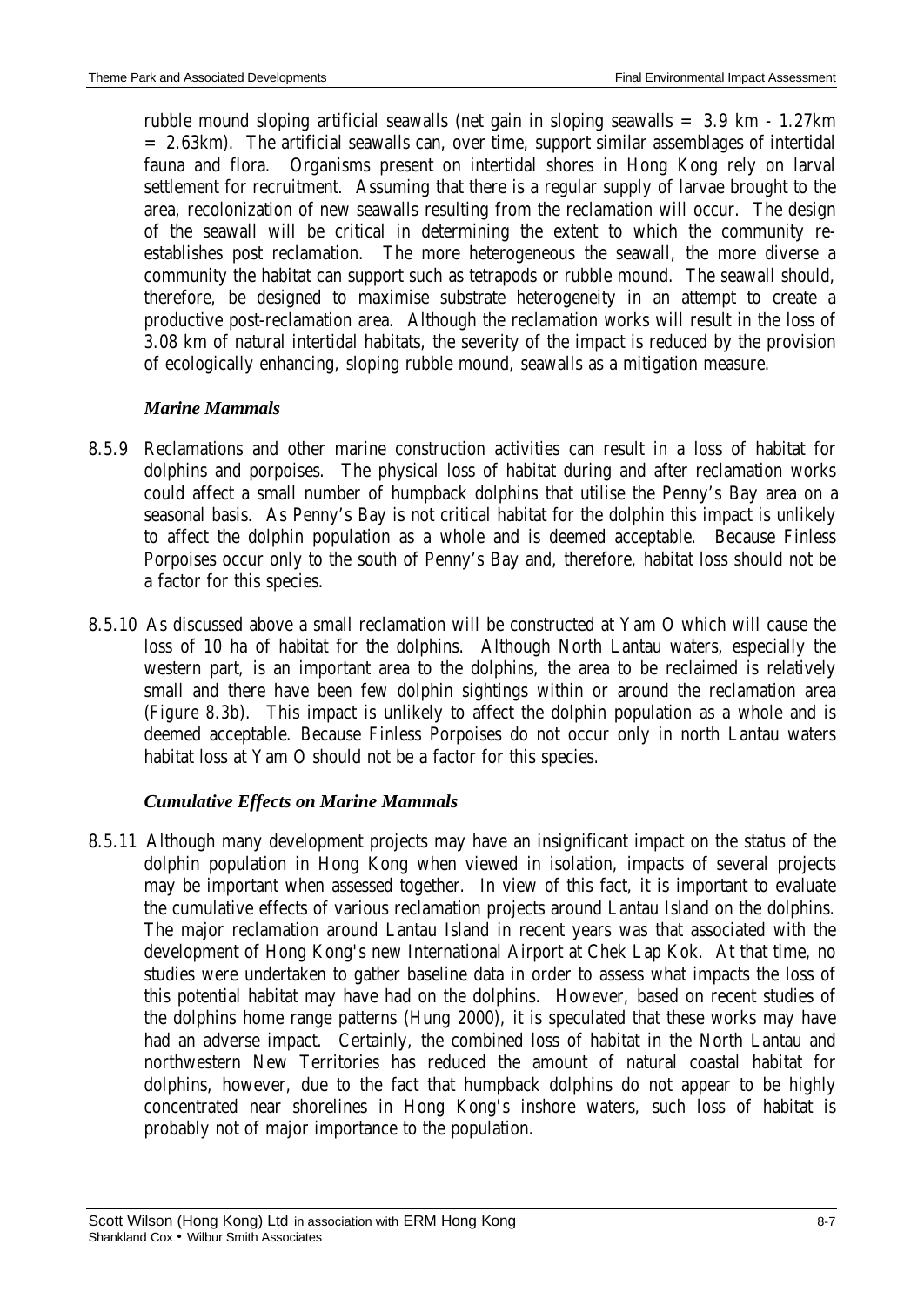rubble mound sloping artificial seawalls (net gain in sloping seawalls = 3.9 km - 1.27km = 2.63km). The artificial seawalls can, over time, support similar assemblages of intertidal fauna and flora. Organisms present on intertidal shores in Hong Kong rely on larval settlement for recruitment. Assuming that there is a regular supply of larvae brought to the area, recolonization of new seawalls resulting from the reclamation will occur. The design of the seawall will be critical in determining the extent to which the community re-establishes post reclamation. The more heterogeneous the seawall, the more diverse a community the habitat can support such as tetrapods or rubble mound. The seawall should, therefore, be designed to maximise substrate heterogeneity in an attempt to create a productive post-reclamation area. Although the reclamation works will result in the loss of 3.08 km of natural intertidal habitats, the severity of the impact is reduced by the provision of ecologically enhancing, sloping rubble mound, seawalls as a mitigation measure.

### *Marine Mammals*

8.5.9 Reclamations and other marine construction activities can result in a loss of habitat for dolphins and porpoises. The physical loss of habitat during and after reclamation works could affect a small number of humpback dolphins that utilise the Penny's Bay area on a seasonal basis. As Penny's Bay is not critical habitat for the dolphin this impact is unlikely to affect the dolphin population as a whole and is deemed acceptable. Because Finless Porpoises occur only to the south of Penny's Bay and, therefore, habitat loss should not be a factor for this species.

8.5.10 As discussed above a small reclamation will be constructed at Yam O which will cause the loss of 10 ha of habitat for the dolphins. Although North Lantau waters, especially the western part, is an important area to the dolphins, the area to be reclaimed is relatively small and there have been few dolphin sightings within or around the reclamation area (*Figure 8.3b*). This impact is unlikely to affect the dolphin population as a whole and is deemed acceptable. Because Finless Porpoises do not occur only in north Lantau waters habitat loss at Yam O should not be a factor for this species.

### *Cumulative Effects on Marine Mammals*

8.5.11 Although many development projects may have an insignificant impact on the status of the dolphin population in Hong Kong when viewed in isolation, impacts of several projects may be important when assessed together. In view of this fact, it is important to evaluate the cumulative effects of various reclamation projects around Lantau Island on the dolphins. The major reclamation around Lantau Island in recent years was that associated with the development of Hong Kong's new International Airport at Chek Lap Kok. At that time, no studies were undertaken to gather baseline data in order to assess what impacts the loss of this potential habitat may have had on the dolphins. However, based on recent studies of the dolphins home range patterns (Hung 2000), it is speculated that these works may have had an adverse impact. Certainly, the combined loss of habitat in the North Lantau and northwestern New Territories has reduced the amount of natural coastal habitat for dolphins, however, due to the fact that humpback dolphins do not appear to be highly concentrated near shorelines in Hong Kong's inshore waters, such loss of habitat is probably not of major importance to the population.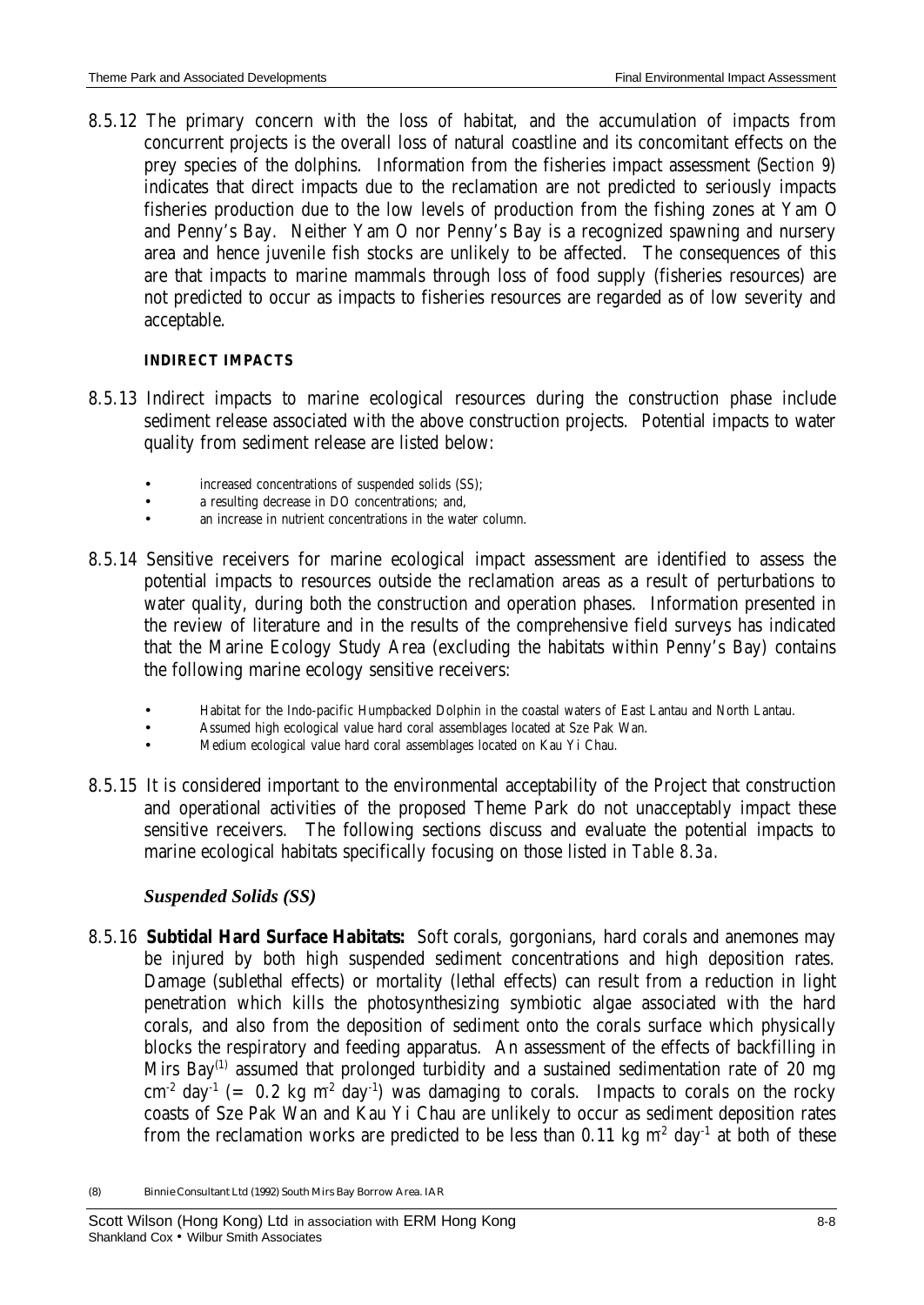8.5.12 The primary concern with the loss of habitat, and the accumulation of impacts from concurrent projects is the overall loss of natural coastline and its concomitant effects on the prey species of the dolphins. Information from the fisheries impact assessment (*Section 9*) indicates that direct impacts due to the reclamation are not predicted to seriously impacts fisheries production due to the low levels of production from the fishing zones at Yam O and Penny's Bay. Neither Yam O nor Penny's Bay is a recognized spawning and nursery area and hence juvenile fish stocks are unlikely to be affected. The consequences of this are that impacts to marine mammals through loss of food supply (fisheries resources) are not predicted to occur as impacts to fisheries resources are regarded as of low severity and acceptable.

**INDIRECT IMPACTS**

8.5.13 Indirect impacts to marine ecological resources during the construction phase include sediment release associated with the above construction projects. Potential impacts to water quality from sediment release are listed below:

- increased concentrations of suspended solids (SS);
- a resulting decrease in DO concentrations; and,
- an increase in nutrient concentrations in the water column.

8.5.14 Sensitive receivers for marine ecological impact assessment are identified to assess the potential impacts to resources outside the reclamation areas as a result of perturbations to water quality, during both the construction and operation phases. Information presented in the review of literature and in the results of the comprehensive field surveys has indicated that the Marine Ecology Study Area (excluding the habitats within Penny's Bay) contains the following marine ecology sensitive receivers:

- Habitat for the Indo-pacific Humpbacked Dolphin in the coastal waters of East Lantau and North Lantau.
- Assumed high ecological value hard coral assemblages located at Sze Pak Wan.
- Medium ecological value hard coral assemblages located on Kau Yi Chau.

8.5.15 It is considered important to the environmental acceptability of the Project that construction and operational activities of the proposed Theme Park do not unacceptably impact these sensitive receivers. The following sections discuss and evaluate the potential impacts to marine ecological habitats specifically focusing on those listed in *Table 8.3a*.

### *Suspended Solids (SS)*

8.5.16 **Subtidal Hard Surface Habitats:** Soft corals, gorgonians, hard corals and anemones may be injured by both high suspended sediment concentrations and high deposition rates. Damage (sublethal effects) or mortality (lethal effects) can result from a reduction in light penetration which kills the photosynthesizing symbiotic algae associated with the hard corals, and also from the deposition of sediment onto the corals surface which physically blocks the respiratory and feeding apparatus. An assessment of the effects of backfilling in Mirs Bay[1] assumed that prolonged turbidity and a sustained sedimentation rate of 20 mg $cm^{-2}$ $day^{-1}$ (= 0.2 kg $m^{-2}$ $day^{-1}$) was damaging to corals. Impacts to corals on the rocky coasts of Sze Pak Wan and Kau Yi Chau are unlikely to occur as sediment deposition rates from the reclamation works are predicted to be less than 0.11 kg $m^{-2}$ $day^{-1}$ at both of these

(8) Binnie Consultant Ltd (1992) South Mirs Bay Borrow Area. IAR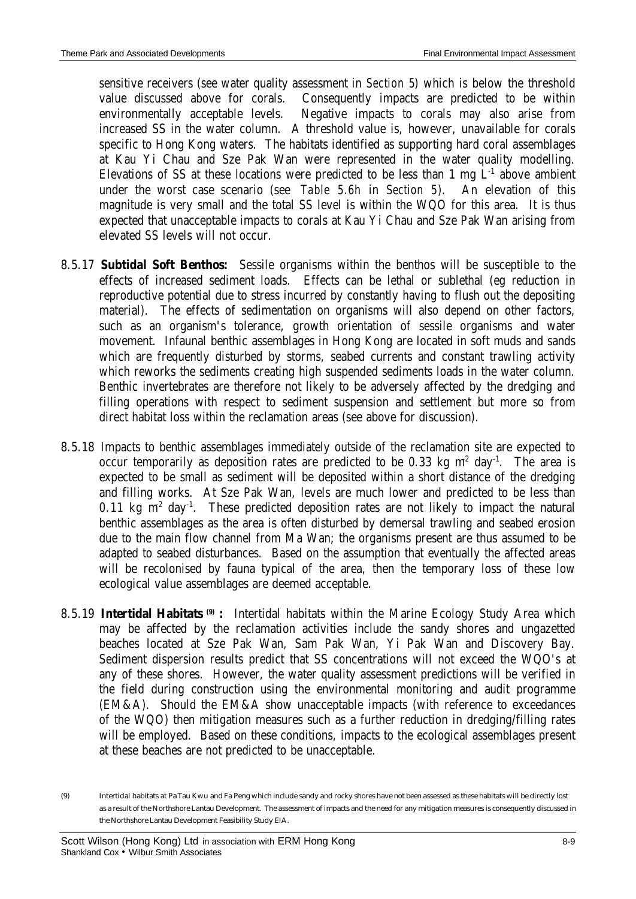sensitive receivers (see water quality assessment in *Section 5*) which is below the threshold value discussed above for corals. Consequently impacts are predicted to be within environmentally acceptable levels. Negative impacts to corals may also arise from increased SS in the water column. A threshold value is, however, unavailable for corals specific to Hong Kong waters. The habitats identified as supporting hard coral assemblages at Kau Yi Chau and Sze Pak Wan were represented in the water quality modelling. Elevations of SS at these locations were predicted to be less than 1 mg $L^{-1}$ above ambient under the worst case scenario (see *Table 5.6h* in *Section 5*). An elevation of this magnitude is very small and the total SS level is within the WQO for this area. It is thus expected that unacceptable impacts to corals at Kau Yi Chau and Sze Pak Wan arising from elevated SS levels will not occur.

8.5.17 **Subtidal Soft Benthos:** Sessile organisms within the benthos will be susceptible to the effects of increased sediment loads. Effects can be lethal or sublethal (eg reduction in reproductive potential due to stress incurred by constantly having to flush out the depositing material). The effects of sedimentation on organisms will also depend on other factors, such as an organism's tolerance, growth orientation of sessile organisms and water movement. Infaunal benthic assemblages in Hong Kong are located in soft muds and sands which are frequently disturbed by storms, seabed currents and constant trawling activity which reworks the sediments creating high suspended sediments loads in the water column. Benthic invertebrates are therefore not likely to be adversely affected by the dredging and filling operations with respect to sediment suspension and settlement but more so from direct habitat loss within the reclamation areas (see above for discussion).

8.5.18 Impacts to benthic assemblages immediately outside of the reclamation site are expected to occur temporarily as deposition rates are predicted to be 0.33 kg $m^2$ $day^{-1}$. The area is expected to be small as sediment will be deposited within a short distance of the dredging and filling works. At Sze Pak Wan, levels are much lower and predicted to be less than 0.11 kg $m^2$ $day^{-1}$. These predicted deposition rates are not likely to impact the natural benthic assemblages as the area is often disturbed by demersal trawling and seabed erosion due to the main flow channel from Ma Wan; the organisms present are thus assumed to be adapted to seabed disturbances. Based on the assumption that eventually the affected areas will be recolonised by fauna typical of the area, then the temporary loss of these low ecological value assemblages are deemed acceptable.

8.5.19 **Intertidal Habitats [9] :** Intertidal habitats within the Marine Ecology Study Area which may be affected by the reclamation activities include the sandy shores and ungazetted beaches located at Sze Pak Wan, Sam Pak Wan, Yi Pak Wan and Discovery Bay. Sediment dispersion results predict that SS concentrations will not exceed the WQO's at any of these shores. However, the water quality assessment predictions will be verified in the field during construction using the environmental monitoring and audit programme (EM&A). Should the EM&A show unacceptable impacts (with reference to exceedances of the WQO) then mitigation measures such as a further reduction in dredging/filling rates will be employed. Based on these conditions, impacts to the ecological assemblages present at these beaches are not predicted to be unacceptable.

(9) Intertidal habitats at Pa Tau Kwu and Fa Peng which include sandy and rocky shores have not been assessed as these habitats will be directly lost as a result of the Northshore Lantau Development. The assessment of impacts and the need for any mitigation measures is consequently discussed in the Northshore Lantau Development Feasibility Study EIA.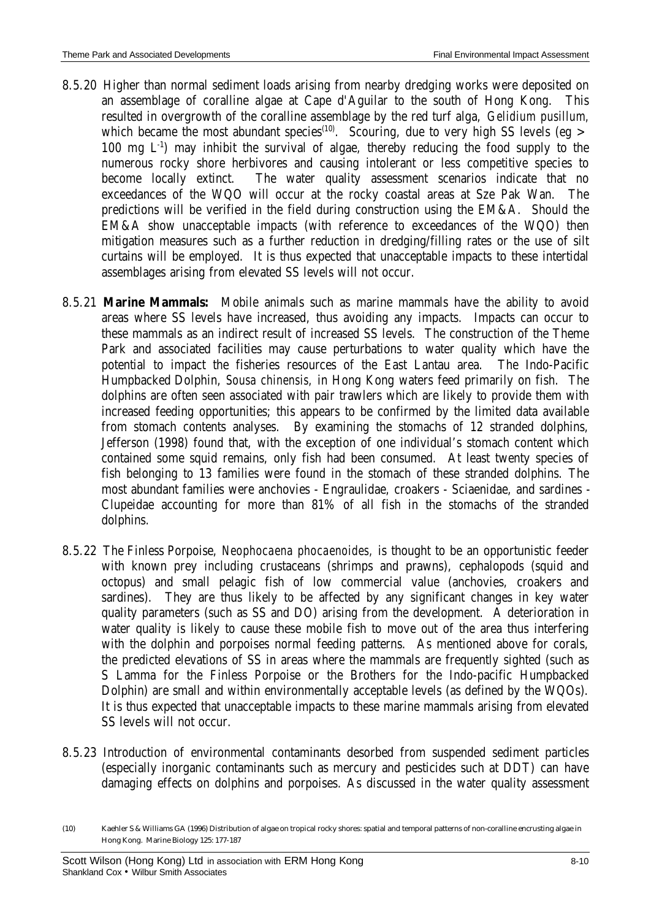8.5.20 Higher than normal sediment loads arising from nearby dredging works were deposited on an assemblage of coralline algae at Cape d'Aguilar to the south of Hong Kong. This resulted in overgrowth of the coralline assemblage by the red turf alga, *Gelidium pusillum*, which became the most abundant species[10]. Scouring, due to very high SS levels (eg > 100 mg $L^{-1}$) may inhibit the survival of algae, thereby reducing the food supply to the numerous rocky shore herbivores and causing intolerant or less competitive species to become locally extinct. The water quality assessment scenarios indicate that no exceedances of the WQO will occur at the rocky coastal areas at Sze Pak Wan. The predictions will be verified in the field during construction using the EM&A. Should the EM&A show unacceptable impacts (with reference to exceedances of the WQO) then mitigation measures such as a further reduction in dredging/filling rates or the use of silt curtains will be employed. It is thus expected that unacceptable impacts to these intertidal assemblages arising from elevated SS levels will not occur.

8.5.21 **Marine Mammals:** Mobile animals such as marine mammals have the ability to avoid areas where SS levels have increased, thus avoiding any impacts. Impacts can occur to these mammals as an indirect result of increased SS levels. The construction of the Theme Park and associated facilities may cause perturbations to water quality which have the potential to impact the fisheries resources of the East Lantau area. The Indo-Pacific Humpbacked Dolphin, *Sousa chinensis*, in Hong Kong waters feed primarily on fish. The dolphins are often seen associated with pair trawlers which are likely to provide them with increased feeding opportunities; this appears to be confirmed by the limited data available from stomach contents analyses. By examining the stomachs of 12 stranded dolphins, Jefferson (1998) found that, with the exception of one individual's stomach content which contained some squid remains, only fish had been consumed. At least twenty species of fish belonging to 13 families were found in the stomach of these stranded dolphins. The most abundant families were anchovies - Engraulidae, croakers - Sciaenidae, and sardines - Clupeidae accounting for more than 81% of all fish in the stomachs of the stranded dolphins.

8.5.22 The Finless Porpoise, *Neophocaena phocaenoides*, is thought to be an opportunistic feeder with known prey including crustaceans (shrimps and prawns), cephalopods (squid and octopus) and small pelagic fish of low commercial value (anchovies, croakers and sardines). They are thus likely to be affected by any significant changes in key water quality parameters (such as SS and DO) arising from the development. A deterioration in water quality is likely to cause these mobile fish to move out of the area thus interfering with the dolphin and porpoises normal feeding patterns. As mentioned above for corals, the predicted elevations of SS in areas where the mammals are frequently sighted (such as S Lamma for the Finless Porpoise or the Brothers for the Indo-pacific Humpbacked Dolphin) are small and within environmentally acceptable levels (as defined by the WQOs). It is thus expected that unacceptable impacts to these marine mammals arising from elevated SS levels will not occur.

8.5.23 Introduction of environmental contaminants desorbed from suspended sediment particles (especially inorganic contaminants such as mercury and pesticides such at DDT) can have damaging effects on dolphins and porpoises. As discussed in the water quality assessment

(10) Kaehler S & Williams GA (1996) Distribution of algae on tropical rocky shores: spatial and temporal patterns of non-coralline encrusting algae in Hong Kong. Marine Biology 125: 177-187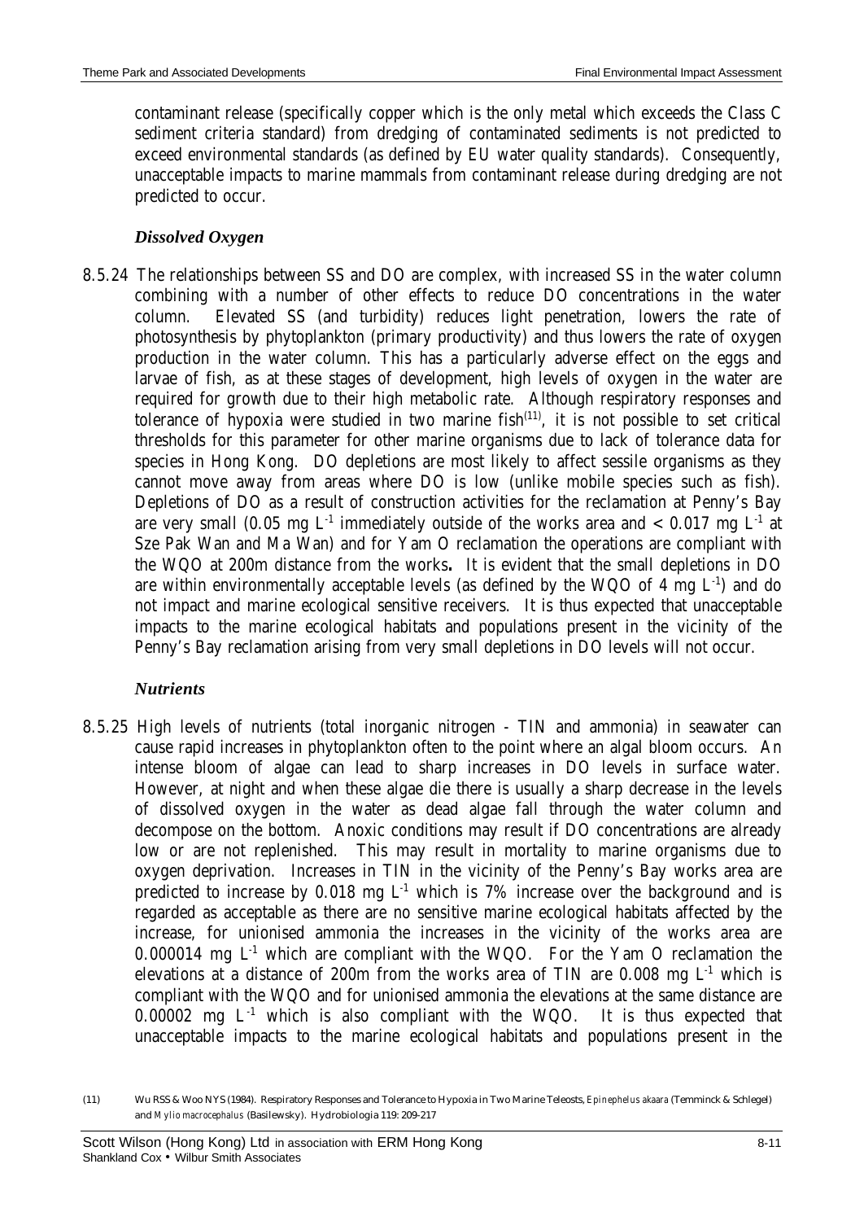contaminant release (specifically copper which is the only metal which exceeds the Class C sediment criteria standard) from dredging of contaminated sediments is not predicted to exceed environmental standards (as defined by EU water quality standards). Consequently, unacceptable impacts to marine mammals from contaminant release during dredging are not predicted to occur.

### *Dissolved Oxygen*

8.5.24 The relationships between SS and DO are complex, with increased SS in the water column combining with a number of other effects to reduce DO concentrations in the water column. Elevated SS (and turbidity) reduces light penetration, lowers the rate of photosynthesis by phytoplankton (primary productivity) and thus lowers the rate of oxygen production in the water column. This has a particularly adverse effect on the eggs and larvae of fish, as at these stages of development, high levels of oxygen in the water are required for growth due to their high metabolic rate. Although respiratory responses and tolerance of hypoxia were studied in two marine fish[11], it is not possible to set critical thresholds for this parameter for other marine organisms due to lack of tolerance data for species in Hong Kong. DO depletions are most likely to affect sessile organisms as they cannot move away from areas where DO is low (unlike mobile species such as fish). Depletions of DO as a result of construction activities for the reclamation at Penny's Bay are very small (0.05 mg $L^{-1}$ immediately outside of the works area and < 0.017 mg $L^{-1}$ at Sze Pak Wan and Ma Wan) and for Yam O reclamation the operations are compliant with the WQO at 200m distance from the works**.** It is evident that the small depletions in DO are within environmentally acceptable levels (as defined by the WQO of 4 mg $L^{-1}$) and do not impact and marine ecological sensitive receivers. It is thus expected that unacceptable impacts to the marine ecological habitats and populations present in the vicinity of the Penny's Bay reclamation arising from very small depletions in DO levels will not occur.

### *Nutrients*

8.5.25 High levels of nutrients (total inorganic nitrogen - TIN and ammonia) in seawater can cause rapid increases in phytoplankton often to the point where an algal bloom occurs. An intense bloom of algae can lead to sharp increases in DO levels in surface water. However, at night and when these algae die there is usually a sharp decrease in the levels of dissolved oxygen in the water as dead algae fall through the water column and decompose on the bottom. Anoxic conditions may result if DO concentrations are already low or are not replenished. This may result in mortality to marine organisms due to oxygen deprivation. Increases in TIN in the vicinity of the Penny's Bay works area are predicted to increase by 0.018 mg $L^{-1}$ which is 7% increase over the background and is regarded as acceptable as there are no sensitive marine ecological habitats affected by the increase, for unionised ammonia the increases in the vicinity of the works area are 0.000014 mg $L^{-1}$ which are compliant with the WQO. For the Yam O reclamation the elevations at a distance of 200m from the works area of TIN are 0.008 mg $L^{-1}$ which is compliant with the WQO and for unionised ammonia the elevations at the same distance are 0.00002 mg $L^{-1}$ which is also compliant with the WQO. It is thus expected that unacceptable impacts to the marine ecological habitats and populations present in the

(11) Wu RSS & Woo NYS (1984). Respiratory Responses and Tolerance to Hypoxia in Two Marine Teleosts, *Epinephelus akaara* (Temminck & Schlegel) and *Mylio macrocephalus* (Basilewsky). Hydrobiologia 119: 209-217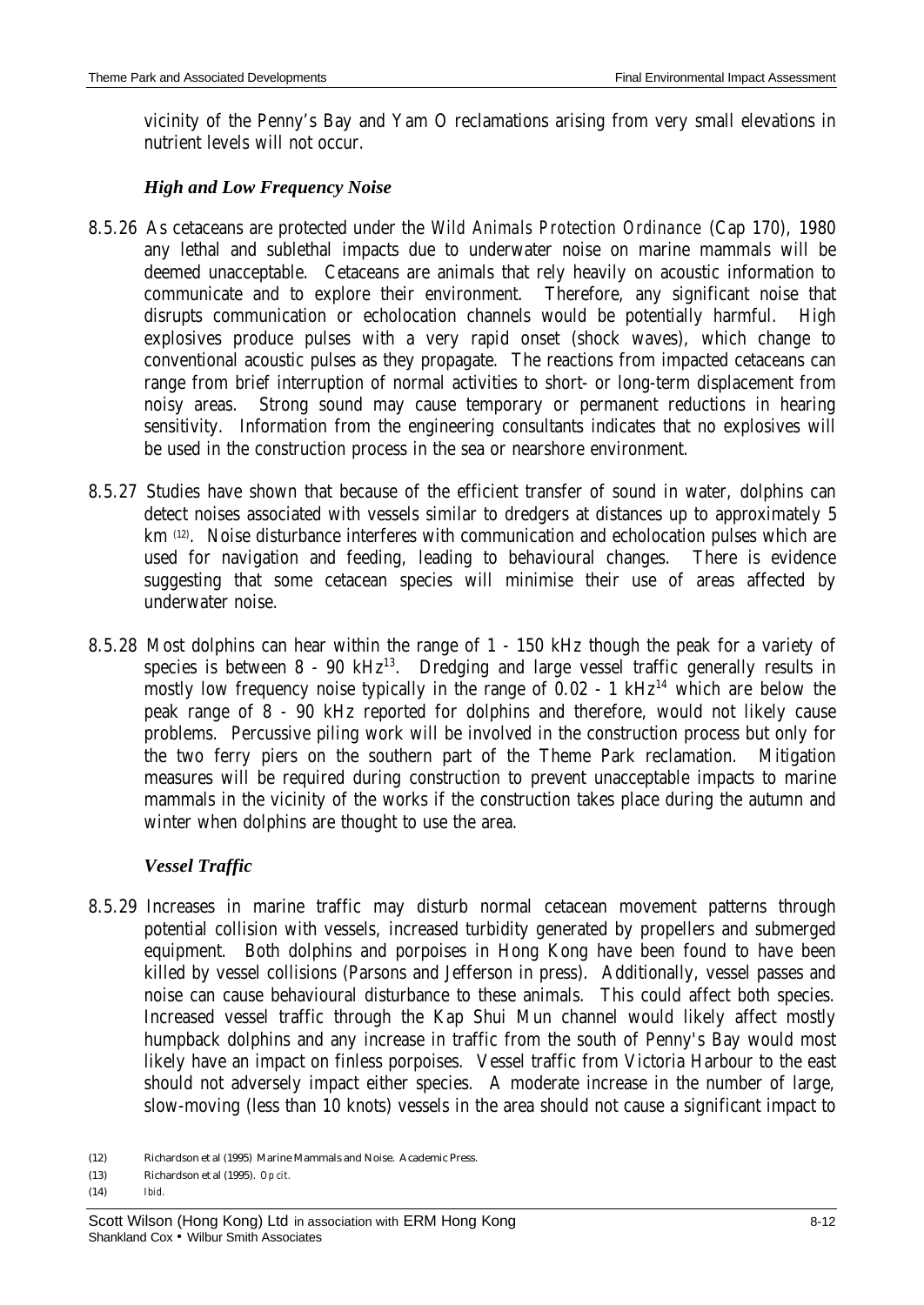vicinity of the Penny's Bay and Yam O reclamations arising from very small elevations in nutrient levels will not occur.

### *High and Low Frequency Noise*

8.5.26 As cetaceans are protected under the *Wild Animals Protection Ordinance* (Cap 170), 1980 any lethal and sublethal impacts due to underwater noise on marine mammals will be deemed unacceptable. Cetaceans are animals that rely heavily on acoustic information to communicate and to explore their environment. Therefore, any significant noise that disrupts communication or echolocation channels would be potentially harmful. High explosives produce pulses with a very rapid onset (shock waves), which change to conventional acoustic pulses as they propagate. The reactions from impacted cetaceans can range from brief interruption of normal activities to short- or long-term displacement from noisy areas. Strong sound may cause temporary or permanent reductions in hearing sensitivity. Information from the engineering consultants indicates that no explosives will be used in the construction process in the sea or nearshore environment.

8.5.27 Studies have shown that because of the efficient transfer of sound in water, dolphins can detect noises associated with vessels similar to dredgers at distances up to approximately 5 km [(12)]. Noise disturbance interferes with communication and echolocation pulses which are used for navigation and feeding, leading to behavioural changes. There is evidence suggesting that some cetacean species will minimise their use of areas affected by underwater noise.

8.5.28 Most dolphins can hear within the range of 1 - 150 kHz though the peak for a variety of species is between 8 - 90 kHz[13]. Dredging and large vessel traffic generally results in mostly low frequency noise typically in the range of 0.02 - 1 kHz[14] which are below the peak range of 8 - 90 kHz reported for dolphins and therefore, would not likely cause problems. Percussive piling work will be involved in the construction process but only for the two ferry piers on the southern part of the Theme Park reclamation. Mitigation measures will be required during construction to prevent unacceptable impacts to marine mammals in the vicinity of the works if the construction takes place during the autumn and winter when dolphins are thought to use the area.

### *Vessel Traffic*

8.5.29 Increases in marine traffic may disturb normal cetacean movement patterns through potential collision with vessels, increased turbidity generated by propellers and submerged equipment. Both dolphins and porpoises in Hong Kong have been found to have been killed by vessel collisions (Parsons and Jefferson in press). Additionally, vessel passes and noise can cause behavioural disturbance to these animals. This could affect both species. Increased vessel traffic through the Kap Shui Mun channel would likely affect mostly humpback dolphins and any increase in traffic from the south of Penny's Bay would most likely have an impact on finless porpoises. Vessel traffic from Victoria Harbour to the east should not adversely impact either species. A moderate increase in the number of large, slow-moving (less than 10 knots) vessels in the area should not cause a significant impact to

(12) Richardson et al (1995) Marine Mammals and Noise. Academic Press.

(13) Richardson et al (1995). *Op cit.*

(14) *Ibid.*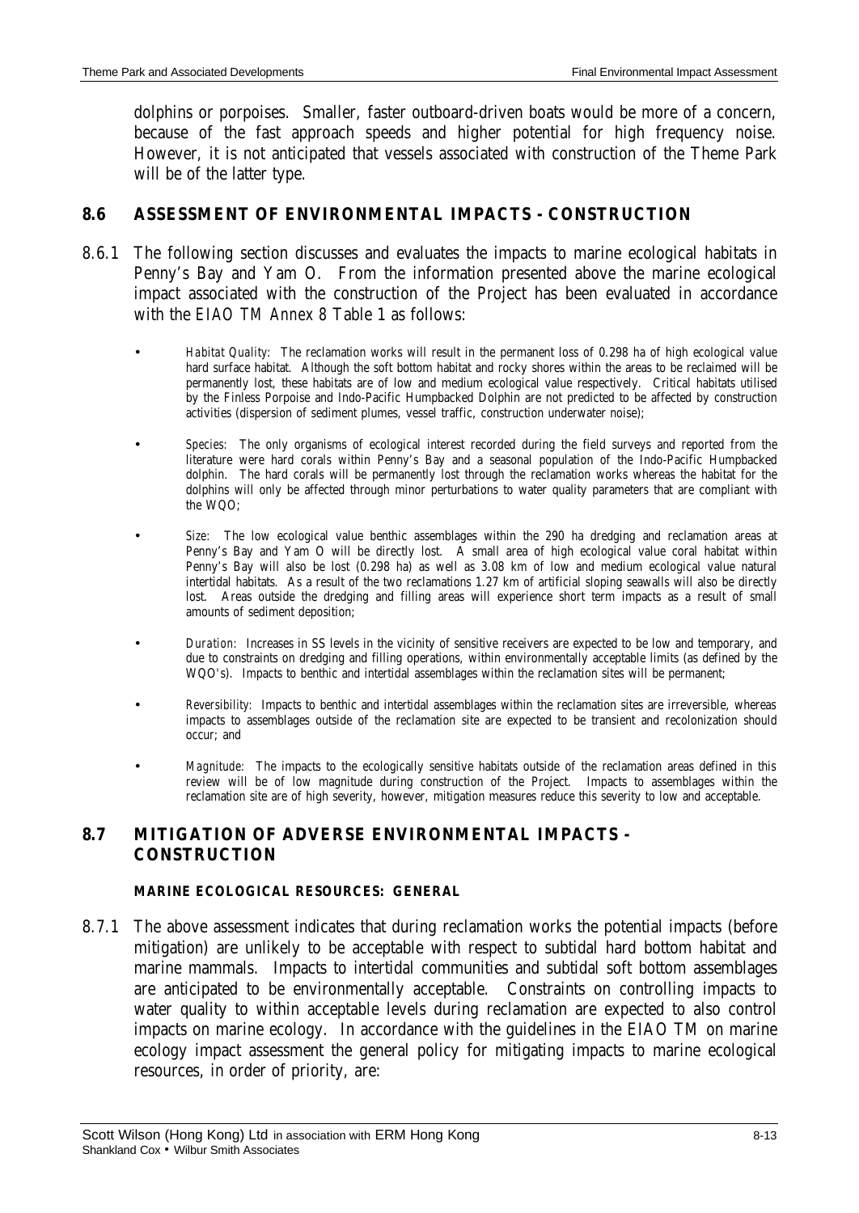dolphins or porpoises. Smaller, faster outboard-driven boats would be more of a concern, because of the fast approach speeds and higher potential for high frequency noise. However, it is not anticipated that vessels associated with construction of the Theme Park will be of the latter type.

## 8.6 ASSESSMENT OF ENVIRONMENTAL IMPACTS - CONSTRUCTION

8.6.1 The following section discusses and evaluates the impacts to marine ecological habitats in Penny's Bay and Yam O. From the information presented above the marine ecological impact associated with the construction of the Project has been evaluated in accordance with the *EIAO TM Annex* 8 Table 1 as follows:

- *Habitat Quality:* The reclamation works will result in the permanent loss of 0.298 ha of high ecological value hard surface habitat. Although the soft bottom habitat and rocky shores within the areas to be reclaimed will be permanently lost, these habitats are of low and medium ecological value respectively. Critical habitats utilised by the Finless Porpoise and Indo-Pacific Humpbacked Dolphin are not predicted to be affected by construction activities (dispersion of sediment plumes, vessel traffic, construction underwater noise);
- *Species:* The only organisms of ecological interest recorded during the field surveys and reported from the literature were hard corals within Penny's Bay and a seasonal population of the Indo-Pacific Humpbacked dolphin. The hard corals will be permanently lost through the reclamation works whereas the habitat for the dolphins will only be affected through minor perturbations to water quality parameters that are compliant with the WQO;
- *Size:* The low ecological value benthic assemblages within the 290 ha dredging and reclamation areas at Penny's Bay and Yam O will be directly lost. A small area of high ecological value coral habitat within Penny's Bay will also be lost (0.298 ha) as well as 3.08 km of low and medium ecological value natural intertidal habitats. As a result of the two reclamations 1.27 km of artificial sloping seawalls will also be directly lost. Areas outside the dredging and filling areas will experience short term impacts as a result of small amounts of sediment deposition;
- *Duration:* Increases in SS levels in the vicinity of sensitive receivers are expected to be low and temporary, and due to constraints on dredging and filling operations, within environmentally acceptable limits (as defined by the WQO's). Impacts to benthic and intertidal assemblages within the reclamation sites will be permanent;
- *Reversibility:* Impacts to benthic and intertidal assemblages within the reclamation sites are irreversible, whereas impacts to assemblages outside of the reclamation site are expected to be transient and recolonization should occur; and
- *Magnitude:* The impacts to the ecologically sensitive habitats outside of the reclamation areas defined in this review will be of low magnitude during construction of the Project. Impacts to assemblages within the reclamation site are of high severity, however, mitigation measures reduce this severity to low and acceptable.

## 8.7 MITIGATION OF ADVERSE ENVIRONMENTAL IMPACTS - CONSTRUCTION

### MARINE ECOLOGICAL RESOURCES: GENERAL

8.7.1 The above assessment indicates that during reclamation works the potential impacts (before mitigation) are unlikely to be acceptable with respect to subtidal hard bottom habitat and marine mammals. Impacts to intertidal communities and subtidal soft bottom assemblages are anticipated to be environmentally acceptable. Constraints on controlling impacts to water quality to within acceptable levels during reclamation are expected to also control impacts on marine ecology. In accordance with the guidelines in the EIAO TM on marine ecology impact assessment the general policy for mitigating impacts to marine ecological resources, in order of priority, are: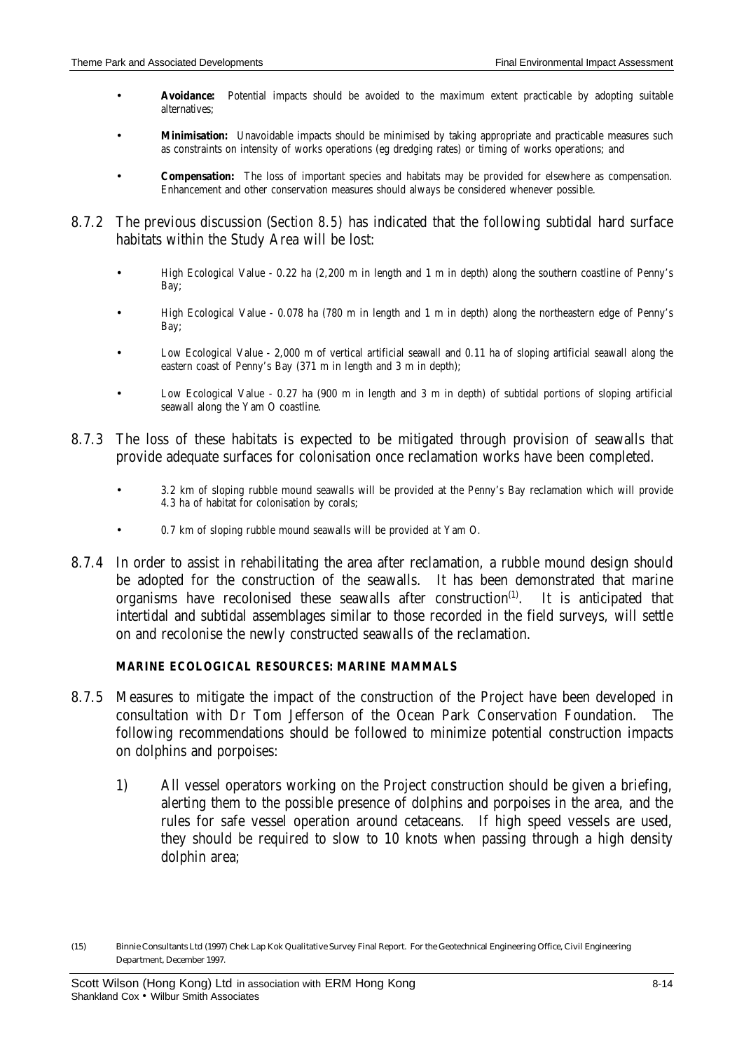- **Avoidance:** Potential impacts should be avoided to the maximum extent practicable by adopting suitable alternatives;

- **Minimisation:** Unavoidable impacts should be minimised by taking appropriate and practicable measures such as constraints on intensity of works operations (eg dredging rates) or timing of works operations; and

- **Compensation:** The loss of important species and habitats may be provided for elsewhere as compensation. Enhancement and other conservation measures should always be considered whenever possible.

8.7.2 The previous discussion (*Section 8.5*) has indicated that the following subtidal hard surface habitats within the Study Area will be lost:

- High Ecological Value - 0.22 ha (2,200 m in length and 1 m in depth) along the southern coastline of Penny's Bay;

- High Ecological Value - 0.078 ha (780 m in length and 1 m in depth) along the northeastern edge of Penny's Bay;

- Low Ecological Value - 2,000 m of vertical artificial seawall and 0.11 ha of sloping artificial seawall along the eastern coast of Penny's Bay (371 m in length and 3 m in depth);

- Low Ecological Value - 0.27 ha (900 m in length and 3 m in depth) of subtidal portions of sloping artificial seawall along the Yam O coastline.

8.7.3 The loss of these habitats is expected to be mitigated through provision of seawalls that provide adequate surfaces for colonisation once reclamation works have been completed.

- 3.2 km of sloping rubble mound seawalls will be provided at the Penny's Bay reclamation which will provide 4.3 ha of habitat for colonisation by corals;

- 0.7 km of sloping rubble mound seawalls will be provided at Yam O.

8.7.4 In order to assist in rehabilitating the area after reclamation, a rubble mound design should be adopted for the construction of the seawalls. It has been demonstrated that marine organisms have recolonised these seawalls after construction[(1)]. It is anticipated that intertidal and subtidal assemblages similar to those recorded in the field surveys, will settle on and recolonise the newly constructed seawalls of the reclamation.

**MARINE ECOLOGICAL RESOURCES: MARINE MAMMALS**

8.7.5 Measures to mitigate the impact of the construction of the Project have been developed in consultation with Dr Tom Jefferson of the Ocean Park Conservation Foundation. The following recommendations should be followed to minimize potential construction impacts on dolphins and porpoises:

1) All vessel operators working on the Project construction should be given a briefing, alerting them to the possible presence of dolphins and porpoises in the area, and the rules for safe vessel operation around cetaceans. If high speed vessels are used, they should be required to slow to 10 knots when passing through a high density dolphin area;

(15) Binnie Consultants Ltd (1997) Chek Lap Kok Qualitative Survey Final Report. For the Geotechnical Engineering Office, Civil Engineering Department, December 1997.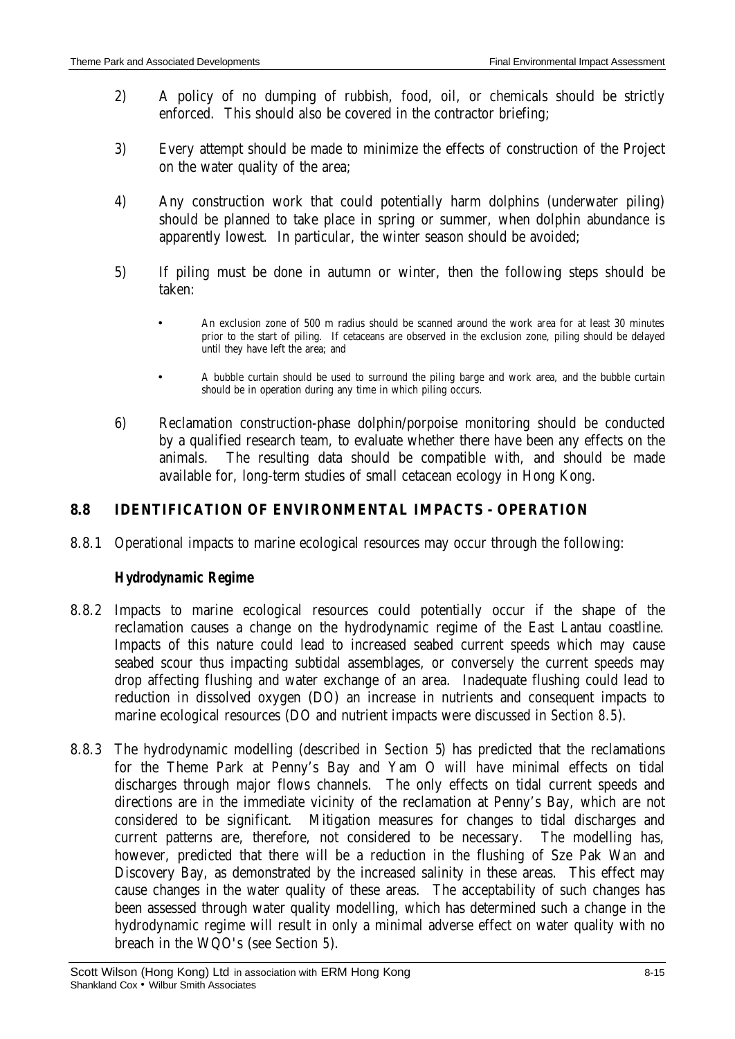2) A policy of no dumping of rubbish, food, oil, or chemicals should be strictly enforced. This should also be covered in the contractor briefing;

3) Every attempt should be made to minimize the effects of construction of the Project on the water quality of the area;

4) Any construction work that could potentially harm dolphins (underwater piling) should be planned to take place in spring or summer, when dolphin abundance is apparently lowest. In particular, the winter season should be avoided;

5) If piling must be done in autumn or winter, then the following steps should be taken:

   - An exclusion zone of 500 m radius should be scanned around the work area for at least 30 minutes prior to the start of piling. If cetaceans are observed in the exclusion zone, piling should be delayed until they have left the area; and

   - A bubble curtain should be used to surround the piling barge and work area, and the bubble curtain should be in operation during any time in which piling occurs.

6) Reclamation construction-phase dolphin/porpoise monitoring should be conducted by a qualified research team, to evaluate whether there have been any effects on the animals. The resulting data should be compatible with, and should be made available for, long-term studies of small cetacean ecology in Hong Kong.

## 8.8 IDENTIFICATION OF ENVIRONMENTAL IMPACTS - OPERATION

8.8.1 Operational impacts to marine ecological resources may occur through the following:

### Hydrodynamic Regime

8.8.2 Impacts to marine ecological resources could potentially occur if the shape of the reclamation causes a change on the hydrodynamic regime of the East Lantau coastline. Impacts of this nature could lead to increased seabed current speeds which may cause seabed scour thus impacting subtidal assemblages, or conversely the current speeds may drop affecting flushing and water exchange of an area. Inadequate flushing could lead to reduction in dissolved oxygen (DO) an increase in nutrients and consequent impacts to marine ecological resources (DO and nutrient impacts were discussed in *Section 8.5*).

8.8.3 The hydrodynamic modelling (described in *Section 5*) has predicted that the reclamations for the Theme Park at Penny's Bay and Yam O will have minimal effects on tidal discharges through major flows channels. The only effects on tidal current speeds and directions are in the immediate vicinity of the reclamation at Penny's Bay, which are not considered to be significant. Mitigation measures for changes to tidal discharges and current patterns are, therefore, not considered to be necessary. The modelling has, however, predicted that there will be a reduction in the flushing of Sze Pak Wan and Discovery Bay, as demonstrated by the increased salinity in these areas. This effect may cause changes in the water quality of these areas. The acceptability of such changes has been assessed through water quality modelling, which has determined such a change in the hydrodynamic regime will result in only a minimal adverse effect on water quality with no breach in the WQO's (see *Section 5*).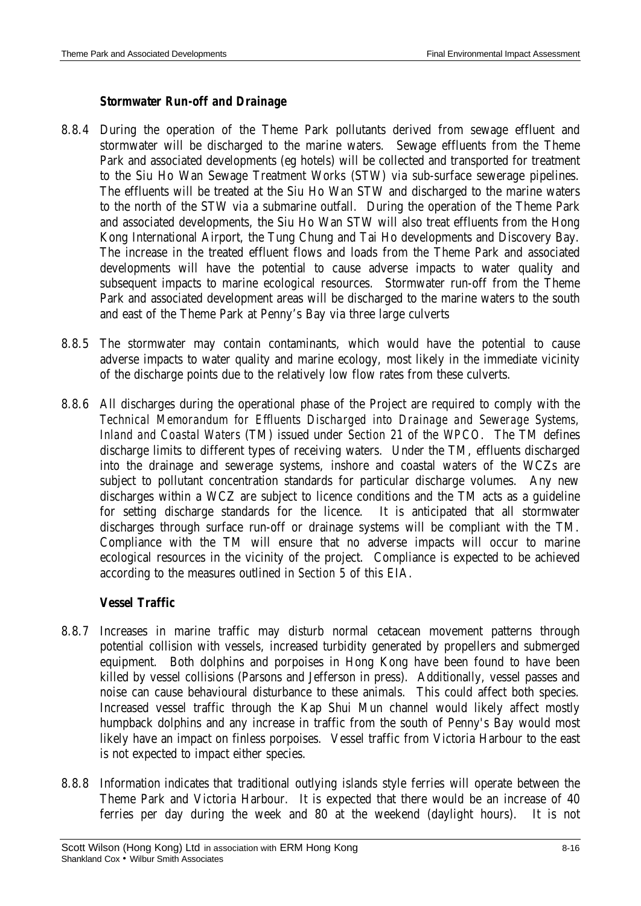### Stormwater Run-off and Drainage

8.8.4 During the operation of the Theme Park pollutants derived from sewage effluent and stormwater will be discharged to the marine waters. Sewage effluents from the Theme Park and associated developments (eg hotels) will be collected and transported for treatment to the Siu Ho Wan Sewage Treatment Works (STW) via sub-surface sewerage pipelines. The effluents will be treated at the Siu Ho Wan STW and discharged to the marine waters to the north of the STW via a submarine outfall. During the operation of the Theme Park and associated developments, the Siu Ho Wan STW will also treat effluents from the Hong Kong International Airport, the Tung Chung and Tai Ho developments and Discovery Bay. The increase in the treated effluent flows and loads from the Theme Park and associated developments will have the potential to cause adverse impacts to water quality and subsequent impacts to marine ecological resources. Stormwater run-off from the Theme Park and associated development areas will be discharged to the marine waters to the south and east of the Theme Park at Penny's Bay via three large culverts

8.8.5 The stormwater may contain contaminants, which would have the potential to cause adverse impacts to water quality and marine ecology, most likely in the immediate vicinity of the discharge points due to the relatively low flow rates from these culverts.

8.8.6 All discharges during the operational phase of the Project are required to comply with the *Technical Memorandum for Effluents Discharged into Drainage and Sewerage Systems, Inland and Coastal Waters* (TM) issued under *Section* 21 of the *WPCO*. The TM defines discharge limits to different types of receiving waters. Under the TM, effluents discharged into the drainage and sewerage systems, inshore and coastal waters of the WCZs are subject to pollutant concentration standards for particular discharge volumes. Any new discharges within a WCZ are subject to licence conditions and the TM acts as a guideline for setting discharge standards for the licence. It is anticipated that all stormwater discharges through surface run-off or drainage systems will be compliant with the TM. Compliance with the TM will ensure that no adverse impacts will occur to marine ecological resources in the vicinity of the project. Compliance is expected to be achieved according to the measures outlined in *Section 5* of this EIA.

### Vessel Traffic

8.8.7 Increases in marine traffic may disturb normal cetacean movement patterns through potential collision with vessels, increased turbidity generated by propellers and submerged equipment. Both dolphins and porpoises in Hong Kong have been found to have been killed by vessel collisions (Parsons and Jefferson in press). Additionally, vessel passes and noise can cause behavioural disturbance to these animals. This could affect both species. Increased vessel traffic through the Kap Shui Mun channel would likely affect mostly humpback dolphins and any increase in traffic from the south of Penny's Bay would most likely have an impact on finless porpoises. Vessel traffic from Victoria Harbour to the east is not expected to impact either species.

8.8.8 Information indicates that traditional outlying islands style ferries will operate between the Theme Park and Victoria Harbour. It is expected that there would be an increase of 40 ferries per day during the week and 80 at the weekend (daylight hours). It is not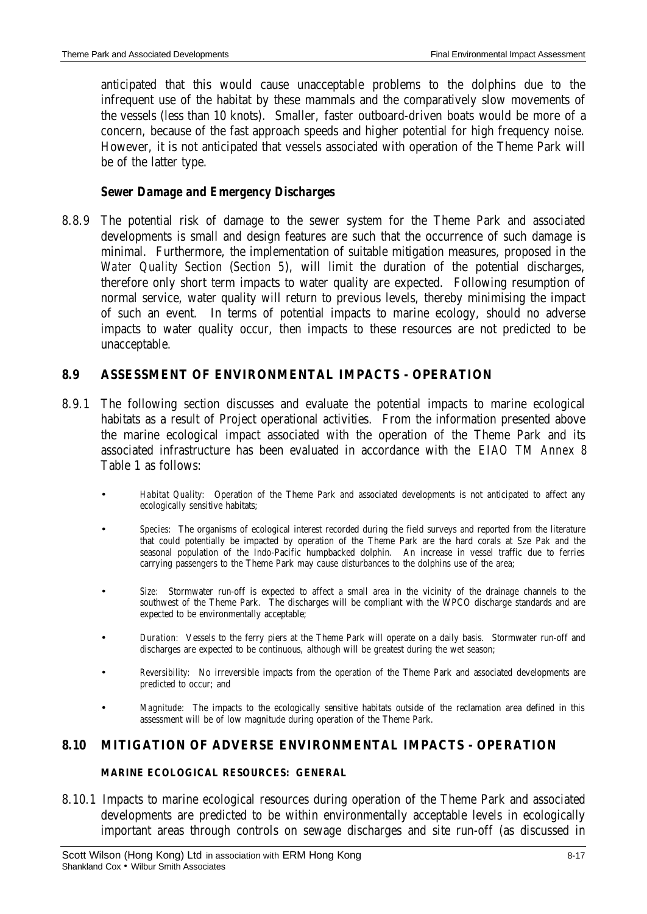anticipated that this would cause unacceptable problems to the dolphins due to the infrequent use of the habitat by these mammals and the comparatively slow movements of the vessels (less than 10 knots). Smaller, faster outboard-driven boats would be more of a concern, because of the fast approach speeds and higher potential for high frequency noise. However, it is not anticipated that vessels associated with operation of the Theme Park will be of the latter type.

#### *Sewer Damage and Emergency Discharges*

8.8.9 The potential risk of damage to the sewer system for the Theme Park and associated developments is small and design features are such that the occurrence of such damage is minimal. Furthermore, the implementation of suitable mitigation measures, proposed in the *Water Quality Section (Section 5)*, will limit the duration of the potential discharges, therefore only short term impacts to water quality are expected. Following resumption of normal service, water quality will return to previous levels, thereby minimising the impact of such an event. In terms of potential impacts to marine ecology, should no adverse impacts to water quality occur, then impacts to these resources are not predicted to be unacceptable.

## 8.9 ASSESSMENT OF ENVIRONMENTAL IMPACTS - OPERATION

8.9.1 The following section discusses and evaluate the potential impacts to marine ecological habitats as a result of Project operational activities. From the information presented above the marine ecological impact associated with the operation of the Theme Park and its associated infrastructure has been evaluated in accordance with the *EIAO TM Annex 8* Table 1 as follows:

- *Habitat Quality:* Operation of the Theme Park and associated developments is not anticipated to affect any ecologically sensitive habitats;
- *Species:* The organisms of ecological interest recorded during the field surveys and reported from the literature that could potentially be impacted by operation of the Theme Park are the hard corals at Sze Pak and the seasonal population of the Indo-Pacific humpbacked dolphin. An increase in vessel traffic due to ferries carrying passengers to the Theme Park may cause disturbances to the dolphins use of the area;
- *Size:* Stormwater run-off is expected to affect a small area in the vicinity of the drainage channels to the southwest of the Theme Park. The discharges will be compliant with the WPCO discharge standards and are expected to be environmentally acceptable;
- *Duration:* Vessels to the ferry piers at the Theme Park will operate on a daily basis. Stormwater run-off and discharges are expected to be continuous, although will be greatest during the wet season;
- *Reversibility:* No irreversible impacts from the operation of the Theme Park and associated developments are predicted to occur; and
- *Magnitude:* The impacts to the ecologically sensitive habitats outside of the reclamation area defined in this assessment will be of low magnitude during operation of the Theme Park.

## 8.10 MITIGATION OF ADVERSE ENVIRONMENTAL IMPACTS - OPERATION

#### MARINE ECOLOGICAL RESOURCES: GENERAL

8.10.1 Impacts to marine ecological resources during operation of the Theme Park and associated developments are predicted to be within environmentally acceptable levels in ecologically important areas through controls on sewage discharges and site run-off (as discussed in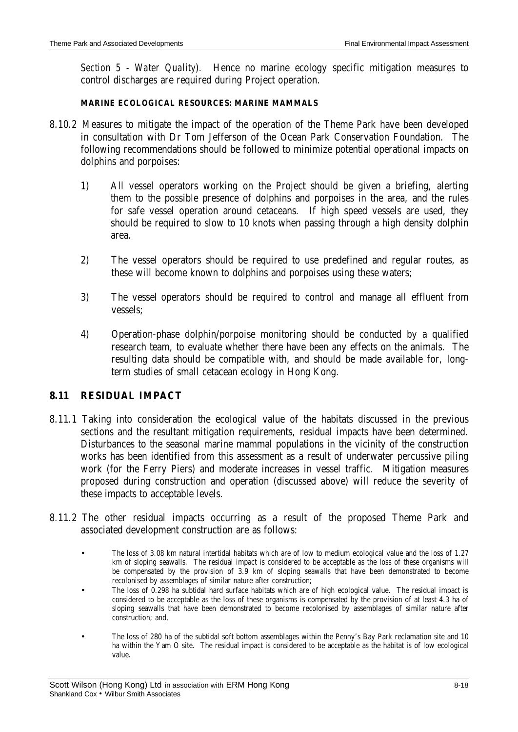*Section 5 - Water Quality*). Hence no marine ecology specific mitigation measures to control discharges are required during Project operation.

**MARINE ECOLOGICAL RESOURCES: MARINE MAMMALS**

8.10.2 Measures to mitigate the impact of the operation of the Theme Park have been developed in consultation with Dr Tom Jefferson of the Ocean Park Conservation Foundation. The following recommendations should be followed to minimize potential operational impacts on dolphins and porpoises:

1) All vessel operators working on the Project should be given a briefing, alerting them to the possible presence of dolphins and porpoises in the area, and the rules for safe vessel operation around cetaceans. If high speed vessels are used, they should be required to slow to 10 knots when passing through a high density dolphin area.

2) The vessel operators should be required to use predefined and regular routes, as these will become known to dolphins and porpoises using these waters;

3) The vessel operators should be required to control and manage all effluent from vessels;

4) Operation-phase dolphin/porpoise monitoring should be conducted by a qualified research team, to evaluate whether there have been any effects on the animals. The resulting data should be compatible with, and should be made available for, long-term studies of small cetacean ecology in Hong Kong.

## 8.11 RESIDUAL IMPACT

8.11.1 Taking into consideration the ecological value of the habitats discussed in the previous sections and the resultant mitigation requirements, residual impacts have been determined. Disturbances to the seasonal marine mammal populations in the vicinity of the construction works has been identified from this assessment as a result of underwater percussive piling work (for the Ferry Piers) and moderate increases in vessel traffic. Mitigation measures proposed during construction and operation (discussed above) will reduce the severity of these impacts to acceptable levels.

8.11.2 The other residual impacts occurring as a result of the proposed Theme Park and associated development construction are as follows:

- The loss of 3.08 km natural intertidal habitats which are of low to medium ecological value and the loss of 1.27 km of sloping seawalls. The residual impact is considered to be acceptable as the loss of these organisms will be compensated by the provision of 3.9 km of sloping seawalls that have been demonstrated to become recolonised by assemblages of similar nature after construction;
- The loss of 0.298 ha subtidal hard surface habitats which are of high ecological value. The residual impact is considered to be acceptable as the loss of these organisms is compensated by the provision of at least 4.3 ha of sloping seawalls that have been demonstrated to become recolonised by assemblages of similar nature after construction; and,
- The loss of 280 ha of the subtidal soft bottom assemblages within the Penny's Bay Park reclamation site and 10 ha within the Yam O site. The residual impact is considered to be acceptable as the habitat is of low ecological value.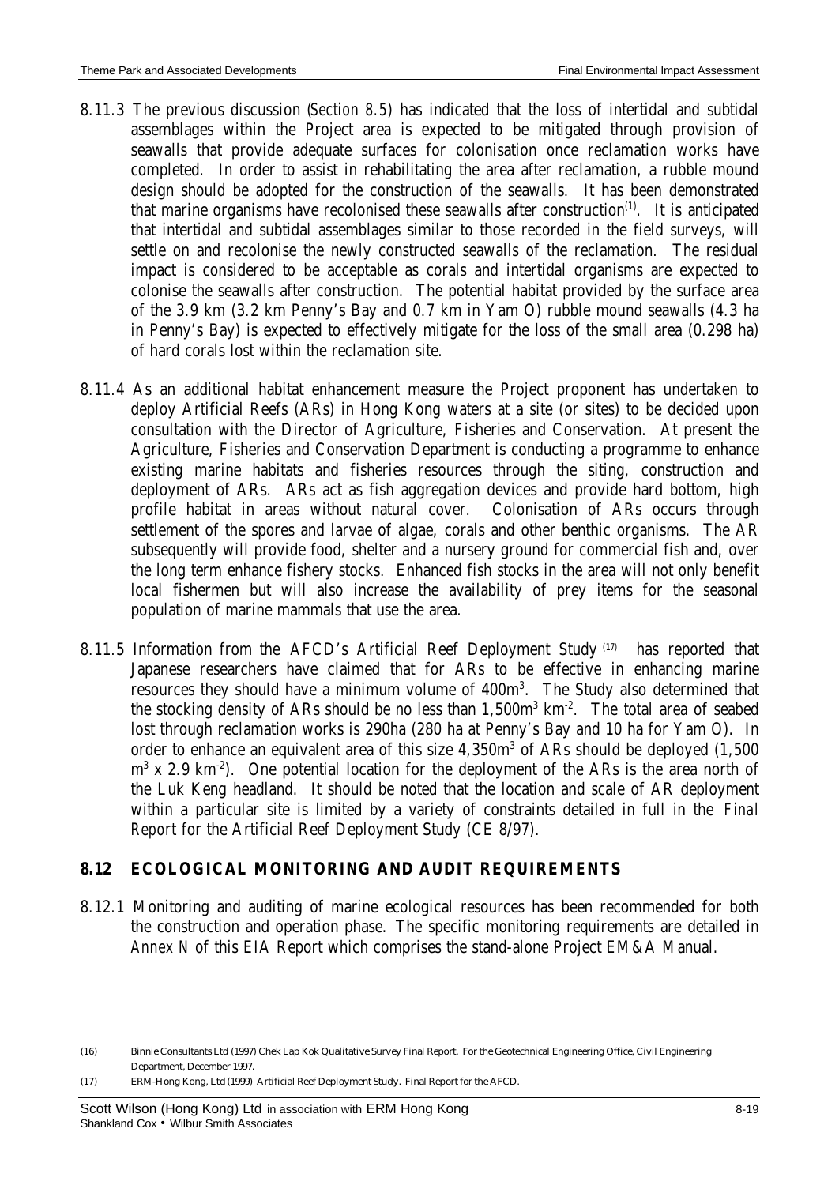8.11.3 The previous discussion (*Section 8.5*) has indicated that the loss of intertidal and subtidal assemblages within the Project area is expected to be mitigated through provision of seawalls that provide adequate surfaces for colonisation once reclamation works have completed. In order to assist in rehabilitating the area after reclamation, a rubble mound design should be adopted for the construction of the seawalls. It has been demonstrated that marine organisms have recolonised these seawalls after construction[1]. It is anticipated that intertidal and subtidal assemblages similar to those recorded in the field surveys, will settle on and recolonise the newly constructed seawalls of the reclamation. The residual impact is considered to be acceptable as corals and intertidal organisms are expected to colonise the seawalls after construction. The potential habitat provided by the surface area of the 3.9 km (3.2 km Penny's Bay and 0.7 km in Yam O) rubble mound seawalls (4.3 ha in Penny's Bay) is expected to effectively mitigate for the loss of the small area (0.298 ha) of hard corals lost within the reclamation site.

8.11.4 As an additional habitat enhancement measure the Project proponent has undertaken to deploy Artificial Reefs (ARs) in Hong Kong waters at a site (or sites) to be decided upon consultation with the Director of Agriculture, Fisheries and Conservation. At present the Agriculture, Fisheries and Conservation Department is conducting a programme to enhance existing marine habitats and fisheries resources through the siting, construction and deployment of ARs. ARs act as fish aggregation devices and provide hard bottom, high profile habitat in areas without natural cover. Colonisation of ARs occurs through settlement of the spores and larvae of algae, corals and other benthic organisms. The AR subsequently will provide food, shelter and a nursery ground for commercial fish and, over the long term enhance fishery stocks. Enhanced fish stocks in the area will not only benefit local fishermen but will also increase the availability of prey items for the seasonal population of marine mammals that use the area.

8.11.5 Information from the AFCD's Artificial Reef Deployment Study [17] has reported that Japanese researchers have claimed that for ARs to be effective in enhancing marine resources they should have a minimum volume of $400m^3$. The Study also determined that the stocking density of ARs should be no less than $1,500m^3$ $km^{-2}$. The total area of seabed lost through reclamation works is 290ha (280 ha at Penny's Bay and 10 ha for Yam O). In order to enhance an equivalent area of this size $4,350m^3$ of ARs should be deployed ($1,500$ $m^3$ x $2.9$ $km^{-2}$). One potential location for the deployment of the ARs is the area north of the Luk Keng headland. It should be noted that the location and scale of AR deployment within a particular site is limited by a variety of constraints detailed in full in the *Final Report* for the Artificial Reef Deployment Study (CE 8/97).

## 8.12 ECOLOGICAL MONITORING AND AUDIT REQUIREMENTS

8.12.1 Monitoring and auditing of marine ecological resources has been recommended for both the construction and operation phase. The specific monitoring requirements are detailed in *Annex N* of this EIA Report which comprises the stand-alone Project EM&A Manual.

(16) Binnie Consultants Ltd (1997) Chek Lap Kok Qualitative Survey Final Report. For the Geotechnical Engineering Office, Civil Engineering Department, December 1997.

(17) ERM-Hong Kong, Ltd (1999) Artificial Reef Deployment Study. Final Report for the AFCD.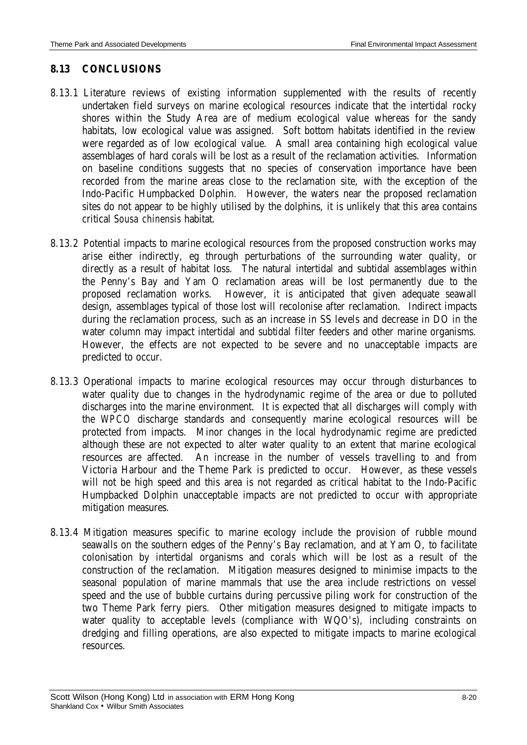## 8.13 CONCLUSIONS

8.13.1 Literature reviews of existing information supplemented with the results of recently undertaken field surveys on marine ecological resources indicate that the intertidal rocky shores within the Study Area are of medium ecological value whereas for the sandy habitats, low ecological value was assigned. Soft bottom habitats identified in the review were regarded as of low ecological value. A small area containing high ecological value assemblages of hard corals will be lost as a result of the reclamation activities. Information on baseline conditions suggests that no species of conservation importance have been recorded from the marine areas close to the reclamation site, with the exception of the Indo-Pacific Humpbacked Dolphin. However, the waters near the proposed reclamation sites do not appear to be highly utilised by the dolphins, it is unlikely that this area contains critical *Sousa chinensis* habitat.

8.13.2 Potential impacts to marine ecological resources from the proposed construction works may arise either indirectly, eg through perturbations of the surrounding water quality, or directly as a result of habitat loss. The natural intertidal and subtidal assemblages within the Penny's Bay and Yam O reclamation areas will be lost permanently due to the proposed reclamation works. However, it is anticipated that given adequate seawall design, assemblages typical of those lost will recolonise after reclamation. Indirect impacts during the reclamation process, such as an increase in SS levels and decrease in DO in the water column may impact intertidal and subtidal filter feeders and other marine organisms. However, the effects are not expected to be severe and no unacceptable impacts are predicted to occur.

8.13.3 Operational impacts to marine ecological resources may occur through disturbances to water quality due to changes in the hydrodynamic regime of the area or due to polluted discharges into the marine environment. It is expected that all discharges will comply with the WPCO discharge standards and consequently marine ecological resources will be protected from impacts. Minor changes in the local hydrodynamic regime are predicted although these are not expected to alter water quality to an extent that marine ecological resources are affected. An increase in the number of vessels travelling to and from Victoria Harbour and the Theme Park is predicted to occur. However, as these vessels will not be high speed and this area is not regarded as critical habitat to the Indo-Pacific Humpbacked Dolphin unacceptable impacts are not predicted to occur with appropriate mitigation measures.

8.13.4 Mitigation measures specific to marine ecology include the provision of rubble mound seawalls on the southern edges of the Penny's Bay reclamation, and at Yam O, to facilitate colonisation by intertidal organisms and corals which will be lost as a result of the construction of the reclamation. Mitigation measures designed to minimise impacts to the seasonal population of marine mammals that use the area include restrictions on vessel speed and the use of bubble curtains during percussive piling work for construction of the two Theme Park ferry piers. Other mitigation measures designed to mitigate impacts to water quality to acceptable levels (compliance with WQO's), including constraints on dredging and filling operations, are also expected to mitigate impacts to marine ecological resources.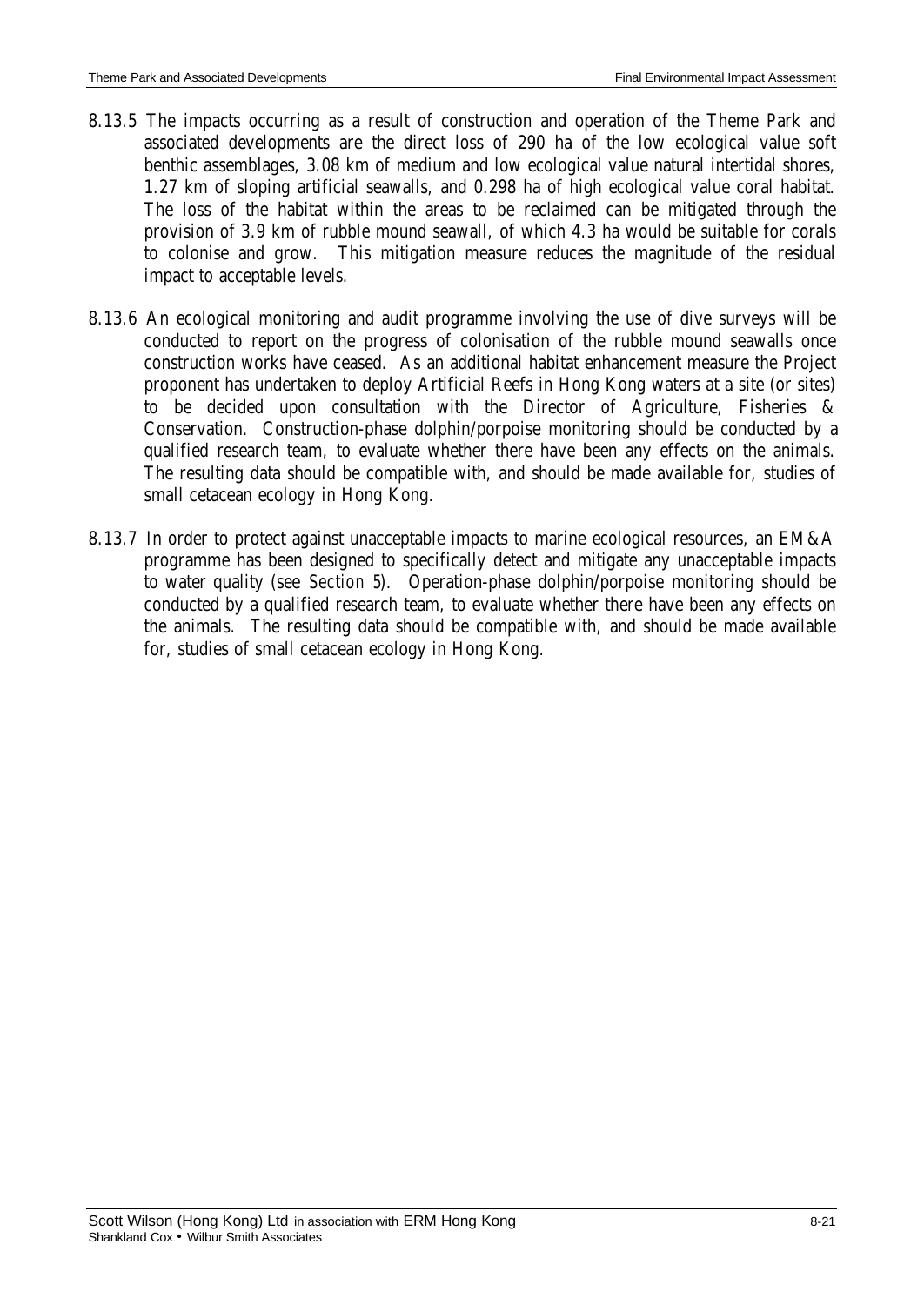8.13.5 The impacts occurring as a result of construction and operation of the Theme Park and associated developments are the direct loss of 290 ha of the low ecological value soft benthic assemblages, 3.08 km of medium and low ecological value natural intertidal shores, 1.27 km of sloping artificial seawalls, and 0.298 ha of high ecological value coral habitat. The loss of the habitat within the areas to be reclaimed can be mitigated through the provision of 3.9 km of rubble mound seawall, of which 4.3 ha would be suitable for corals to colonise and grow. This mitigation measure reduces the magnitude of the residual impact to acceptable levels.

8.13.6 An ecological monitoring and audit programme involving the use of dive surveys will be conducted to report on the progress of colonisation of the rubble mound seawalls once construction works have ceased. As an additional habitat enhancement measure the Project proponent has undertaken to deploy Artificial Reefs in Hong Kong waters at a site (or sites) to be decided upon consultation with the Director of Agriculture, Fisheries & Conservation. Construction-phase dolphin/porpoise monitoring should be conducted by a qualified research team, to evaluate whether there have been any effects on the animals. The resulting data should be compatible with, and should be made available for, studies of small cetacean ecology in Hong Kong.

8.13.7 In order to protect against unacceptable impacts to marine ecological resources, an EM&A programme has been designed to specifically detect and mitigate any unacceptable impacts to water quality (see *Section 5*). Operation-phase dolphin/porpoise monitoring should be conducted by a qualified research team, to evaluate whether there have been any effects on the animals. The resulting data should be compatible with, and should be made available for, studies of small cetacean ecology in Hong Kong.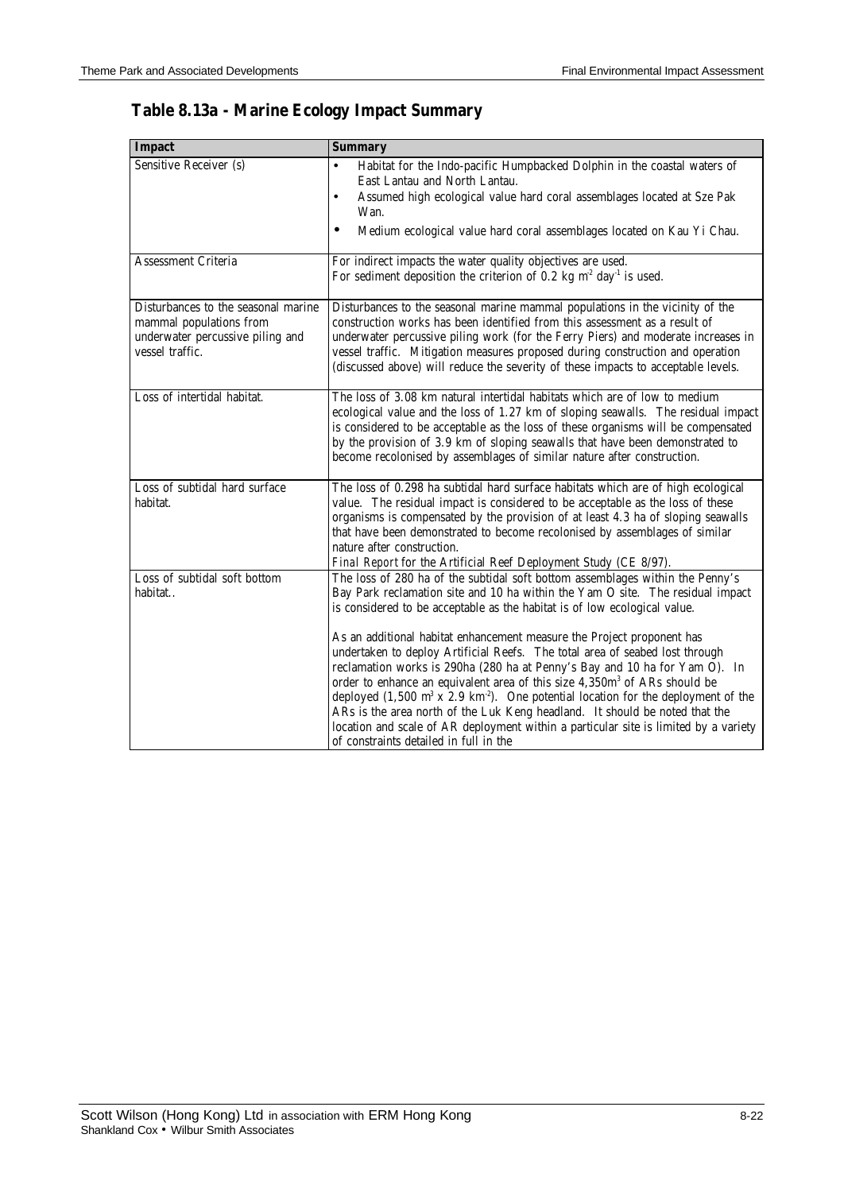## Table 8.13a - Marine Ecology Impact Summary

| Impact | Summary |
|---|---|
| Sensitive Receiver (s) | • Habitat for the Indo-pacific Humpbacked Dolphin in the coastal waters of East Lantau and North Lantau.<br>• Assumed high ecological value hard coral assemblages located at Sze Pak Wan.<br>• Medium ecological value hard coral assemblages located on Kau Yi Chau. |
| Assessment Criteria | For indirect impacts the water quality objectives are used.<br>For sediment deposition the criterion of 0.2 kg $m^2$ $day^{-1}$ is used. |
| Disturbances to the seasonal marine mammal populations from underwater percussive piling and vessel traffic. | Disturbances to the seasonal marine mammal populations in the vicinity of the construction works has been identified from this assessment as a result of underwater percussive piling work (for the Ferry Piers) and moderate increases in vessel traffic. Mitigation measures proposed during construction and operation (discussed above) will reduce the severity of these impacts to acceptable levels. |
| Loss of intertidal habitat. | The loss of 3.08 km natural intertidal habitats which are of low to medium ecological value and the loss of 1.27 km of sloping seawalls. The residual impact is considered to be acceptable as the loss of these organisms will be compensated by the provision of 3.9 km of sloping seawalls that have been demonstrated to become recolonised by assemblages of similar nature after construction. |
| Loss of subtidal hard surface habitat. | The loss of 0.298 ha subtidal hard surface habitats which are of high ecological value. The residual impact is considered to be acceptable as the loss of these organisms is compensated by the provision of at least 4.3 ha of sloping seawalls that have been demonstrated to become recolonised by assemblages of similar nature after construction.<br>*Final Report* for the Artificial Reef Deployment Study (CE 8/97). |
| Loss of subtidal soft bottom habitat.. | The loss of 280 ha of the subtidal soft bottom assemblages within the Penny's Bay Park reclamation site and 10 ha within the Yam O site. The residual impact is considered to be acceptable as the habitat is of low ecological value.<br><br>As an additional habitat enhancement measure the Project proponent has undertaken to deploy Artificial Reefs. The total area of seabed lost through reclamation works is 290ha (280 ha at Penny's Bay and 10 ha for Yam O). In order to enhance an equivalent area of this size 4,350$m^3$ of ARs should be deployed (1,500 $m^3$ x 2.9 $km^{-2}$). One potential location for the deployment of the ARs is the area north of the Luk Keng headland. It should be noted that the location and scale of AR deployment within a particular site is limited by a variety of constraints detailed in full in the |